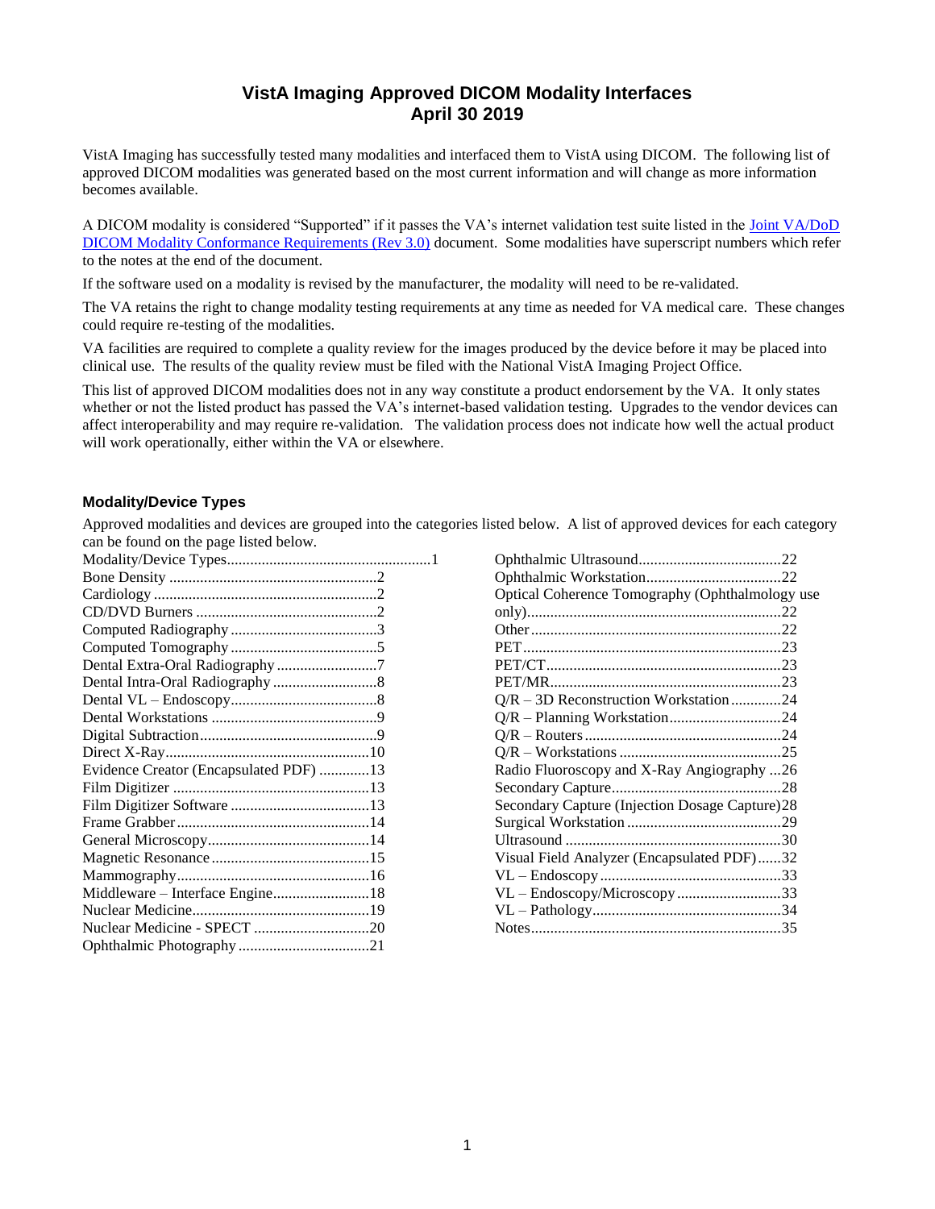# VistA Imaging Approved DICOM Modality Interfaces
## April 30 2019

VistA Imaging has successfully tested many modalities and interfaced them to VistA using DICOM. The following list of approved DICOM modalities was generated based on the most current information and will change as more information becomes available.

A DICOM modality is considered "Supported" if it passes the VA's internet validation test suite listed in the [Joint VA/DoD DICOM Modality Conformance Requirements (Rev 3.0)]() document. Some modalities have superscript numbers which refer to the notes at the end of the document.

If the software used on a modality is revised by the manufacturer, the modality will need to be re-validated.

The VA retains the right to change modality testing requirements at any time as needed for VA medical care. These changes could require re-testing of the modalities.

VA facilities are required to complete a quality review for the images produced by the device before it may be placed into clinical use. The results of the quality review must be filed with the National VistA Imaging Project Office.

This list of approved DICOM modalities does not in any way constitute a product endorsement by the VA. It only states whether or not the listed product has passed the VA's internet-based validation testing. Upgrades to the vendor devices can affect interoperability and may require re-validation. The validation process does not indicate how well the actual product will work operationally, either within the VA or elsewhere.

### Modality/Device Types

Approved modalities and devices are grouped into the categories listed below. A list of approved devices for each category can be found on the page listed below.

- Modality/Device Types....1
- Bone Density....2
- Cardiology....2
- CD/DVD Burners....2
- Computed Radiography....3
- Computed Tomography....5
- Dental Extra-Oral Radiography....7
- Dental Intra-Oral Radiography....8
- Dental VL – Endoscopy....8
- Dental Workstations....9
- Digital Subtraction....9
- Direct X-Ray....10
- Evidence Creator (Encapsulated PDF)....13
- Film Digitizer....13
- Film Digitizer Software....13
- Frame Grabber....14
- General Microscopy....14
- Magnetic Resonance....15
- Mammography....16
- Middleware – Interface Engine....18
- Nuclear Medicine....19
- Nuclear Medicine - SPECT....20
- Ophthalmic Photography....21
- Ophthalmic Ultrasound....22
- Ophthalmic Workstation....22
- Optical Coherence Tomography (Ophthalmology use only)....22
- Other....22
- PET....23
- PET/CT....23
- PET/MR....23
- Q/R – 3D Reconstruction Workstation....24
- Q/R – Planning Workstation....24
- Q/R – Routers....24
- Q/R – Workstations....25
- Radio Fluoroscopy and X-Ray Angiography....26
- Secondary Capture....28
- Secondary Capture (Injection Dosage Capture)....28
- Surgical Workstation....29
- Ultrasound....30
- Visual Field Analyzer (Encapsulated PDF)....32
- VL – Endoscopy....33
- VL – Endoscopy/Microscopy....33
- VL – Pathology....34
- Notes....35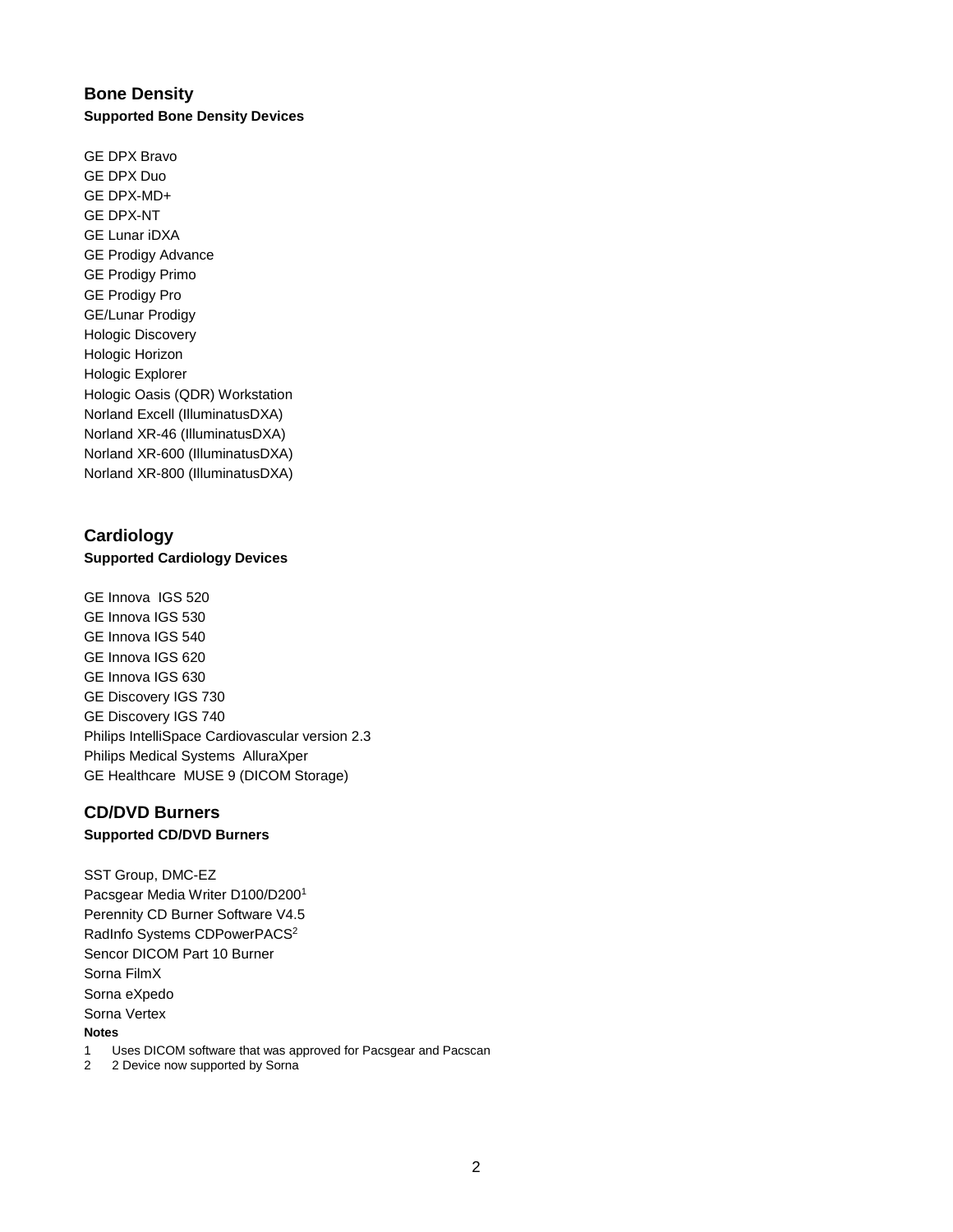## Bone Density

**Supported Bone Density Devices**

GE DPX Bravo
GE DPX Duo
GE DPX-MD+
GE DPX-NT
GE Lunar iDXA
GE Prodigy Advance
GE Prodigy Primo
GE Prodigy Pro
GE/Lunar Prodigy
Hologic Discovery
Hologic Horizon
Hologic Explorer
Hologic Oasis (QDR) Workstation
Norland Excell (IlluminatusDXA)
Norland XR-46 (IlluminatusDXA)
Norland XR-600 (IlluminatusDXA)
Norland XR-800 (IlluminatusDXA)

## Cardiology

**Supported Cardiology Devices**

GE Innova  IGS 520
GE Innova IGS 530
GE Innova IGS 540
GE Innova IGS 620
GE Innova IGS 630
GE Discovery IGS 730
GE Discovery IGS 740
Philips IntelliSpace Cardiovascular version 2.3
Philips Medical Systems  AlluraXper
GE Healthcare  MUSE 9 (DICOM Storage)

## CD/DVD Burners

**Supported CD/DVD Burners**

SST Group, DMC-EZ
Pacsgear Media Writer D100/D200[1]
Perennity CD Burner Software V4.5
RadInfo Systems CDPowerPACS[2]
Sencor DICOM Part 10 Burner
Sorna FilmX
Sorna eXpedo
Sorna Vertex

**Notes**

1 Uses DICOM software that was approved for Pacsgear and Pacscan
2 2 Device now supported by Sorna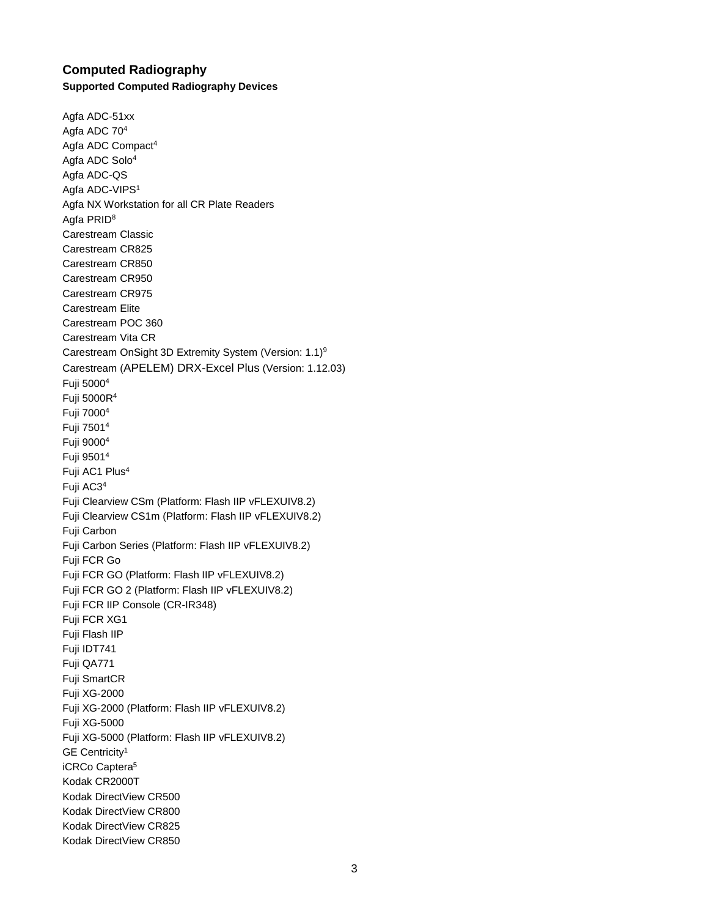## Computed Radiography

### Supported Computed Radiography Devices

Agfa ADC-51xx
Agfa ADC 70[4]
Agfa ADC Compact[4]
Agfa ADC Solo[4]
Agfa ADC-QS
Agfa ADC-VIPS[1]
Agfa NX Workstation for all CR Plate Readers
Agfa PRID[8]
Carestream Classic
Carestream CR825
Carestream CR850
Carestream CR950
Carestream CR975
Carestream Elite
Carestream POC 360
Carestream Vita CR
Carestream OnSight 3D Extremity System (Version: 1.1)[9]
Carestream (APELEM) DRX-Excel Plus (Version: 1.12.03)
Fuji 5000[4]
Fuji 5000R[4]
Fuji 7000[4]
Fuji 7501[4]
Fuji 9000[4]
Fuji 9501[4]
Fuji AC1 Plus[4]
Fuji AC3[4]
Fuji Clearview CSm (Platform: Flash IIP vFLEXUIV8.2)
Fuji Clearview CS1m (Platform: Flash IIP vFLEXUIV8.2)
Fuji Carbon
Fuji Carbon Series (Platform: Flash IIP vFLEXUIV8.2)
Fuji FCR Go
Fuji FCR GO (Platform: Flash IIP vFLEXUIV8.2)
Fuji FCR GO 2 (Platform: Flash IIP vFLEXUIV8.2)
Fuji FCR IIP Console (CR-IR348)
Fuji FCR XG1
Fuji Flash IIP
Fuji IDT741
Fuji QA771
Fuji SmartCR
Fuji XG-2000
Fuji XG-2000 (Platform: Flash IIP vFLEXUIV8.2)
Fuji XG-5000
Fuji XG-5000 (Platform: Flash IIP vFLEXUIV8.2)
GE Centricity[1]
iCRCo Captera[5]
Kodak CR2000T
Kodak DirectView CR500
Kodak DirectView CR800
Kodak DirectView CR825
Kodak DirectView CR850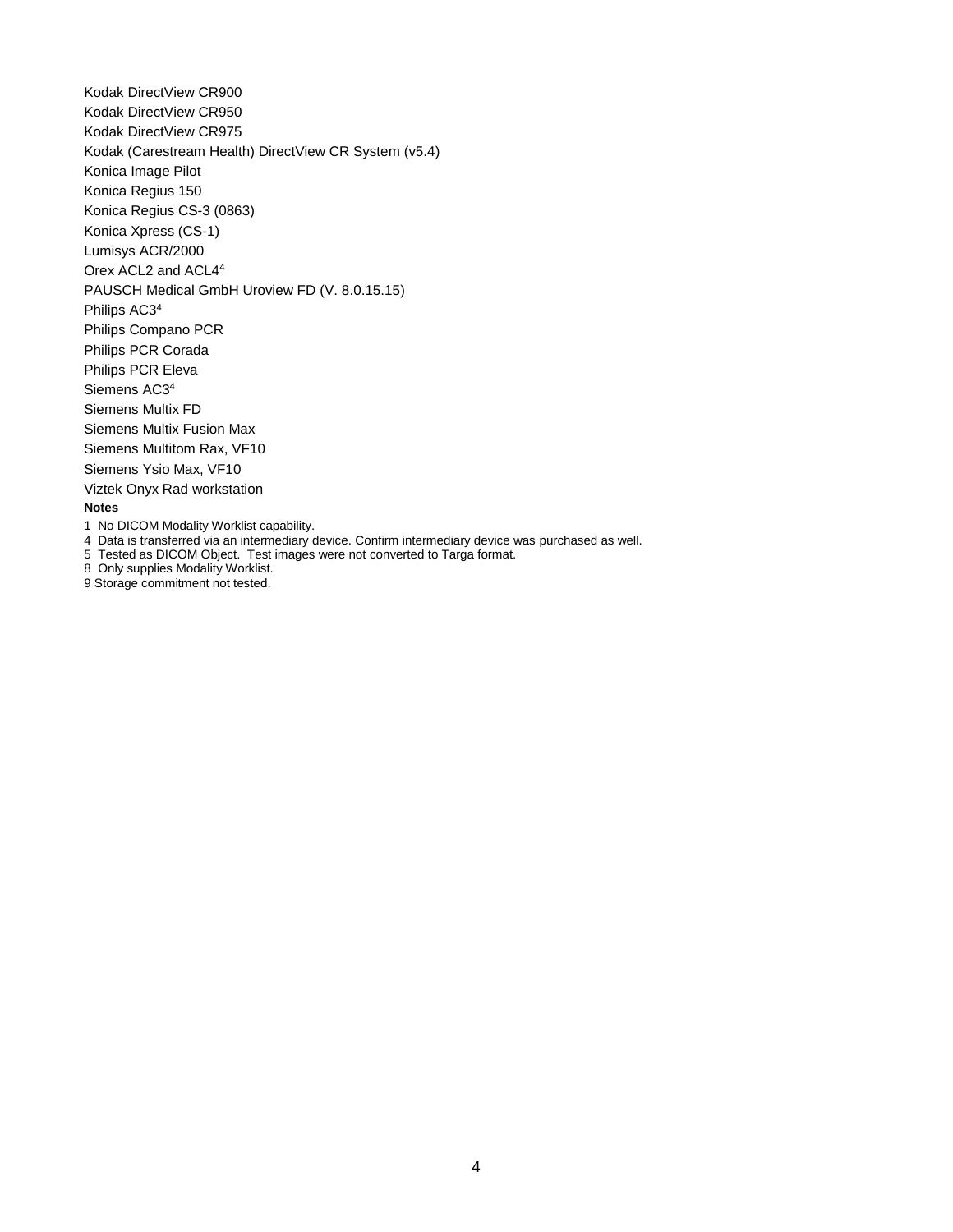Kodak DirectView CR900

Kodak DirectView CR950

Kodak DirectView CR975

Kodak (Carestream Health) DirectView CR System (v5.4)

Konica Image Pilot

Konica Regius 150

Konica Regius CS-3 (0863)

Konica Xpress (CS-1)

Lumisys ACR/2000

Orex ACL2 and ACL4[4]

PAUSCH Medical GmbH Uroview FD (V. 8.0.15.15)

Philips AC3[4]

Philips Compano PCR

Philips PCR Corada

Philips PCR Eleva

Siemens AC3[4]

Siemens Multix FD

Siemens Multix Fusion Max

Siemens Multitom Rax, VF10

Siemens Ysio Max, VF10

Viztek Onyx Rad workstation

**Notes**

1 No DICOM Modality Worklist capability.

4 Data is transferred via an intermediary device. Confirm intermediary device was purchased as well.

5 Tested as DICOM Object. Test images were not converted to Targa format.

8 Only supplies Modality Worklist.

9 Storage commitment not tested.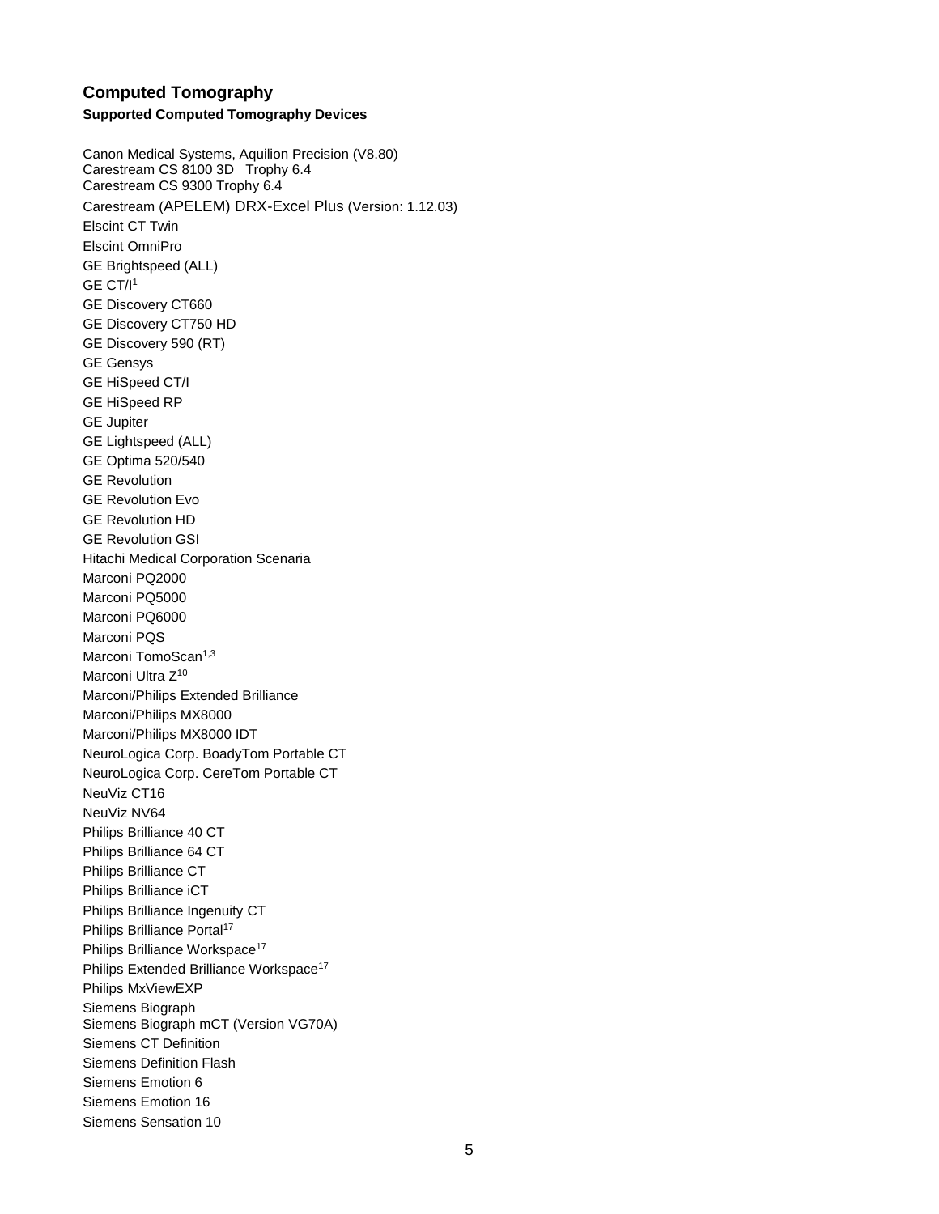## Computed Tomography

### Supported Computed Tomography Devices

Canon Medical Systems, Aquilion Precision (V8.80)
Carestream CS 8100 3D Trophy 6.4
Carestream CS 9300 Trophy 6.4
Carestream (APELEM) DRX-Excel Plus (Version: 1.12.03)
Elscint CT Twin
Elscint OmniPro
GE Brightspeed (ALL)
GE CT/I[1]
GE Discovery CT660
GE Discovery CT750 HD
GE Discovery 590 (RT)
GE Gensys
GE HiSpeed CT/I
GE HiSpeed RP
GE Jupiter
GE Lightspeed (ALL)
GE Optima 520/540
GE Revolution
GE Revolution Evo
GE Revolution HD
GE Revolution GSI
Hitachi Medical Corporation Scenaria
Marconi PQ2000
Marconi PQ5000
Marconi PQ6000
Marconi PQS
Marconi TomoScan[1,3]
Marconi Ultra Z[10]
Marconi/Philips Extended Brilliance
Marconi/Philips MX8000
Marconi/Philips MX8000 IDT
NeuroLogica Corp. BoadyTom Portable CT
NeuroLogica Corp. CereTom Portable CT
NeuViz CT16
NeuViz NV64
Philips Brilliance 40 CT
Philips Brilliance 64 CT
Philips Brilliance CT
Philips Brilliance iCT
Philips Brilliance Ingenuity CT
Philips Brilliance Portal[17]
Philips Brilliance Workspace[17]
Philips Extended Brilliance Workspace[17]
Philips MxViewEXP
Siemens Biograph
Siemens Biograph mCT (Version VG70A)
Siemens CT Definition
Siemens Definition Flash
Siemens Emotion 6
Siemens Emotion 16
Siemens Sensation 10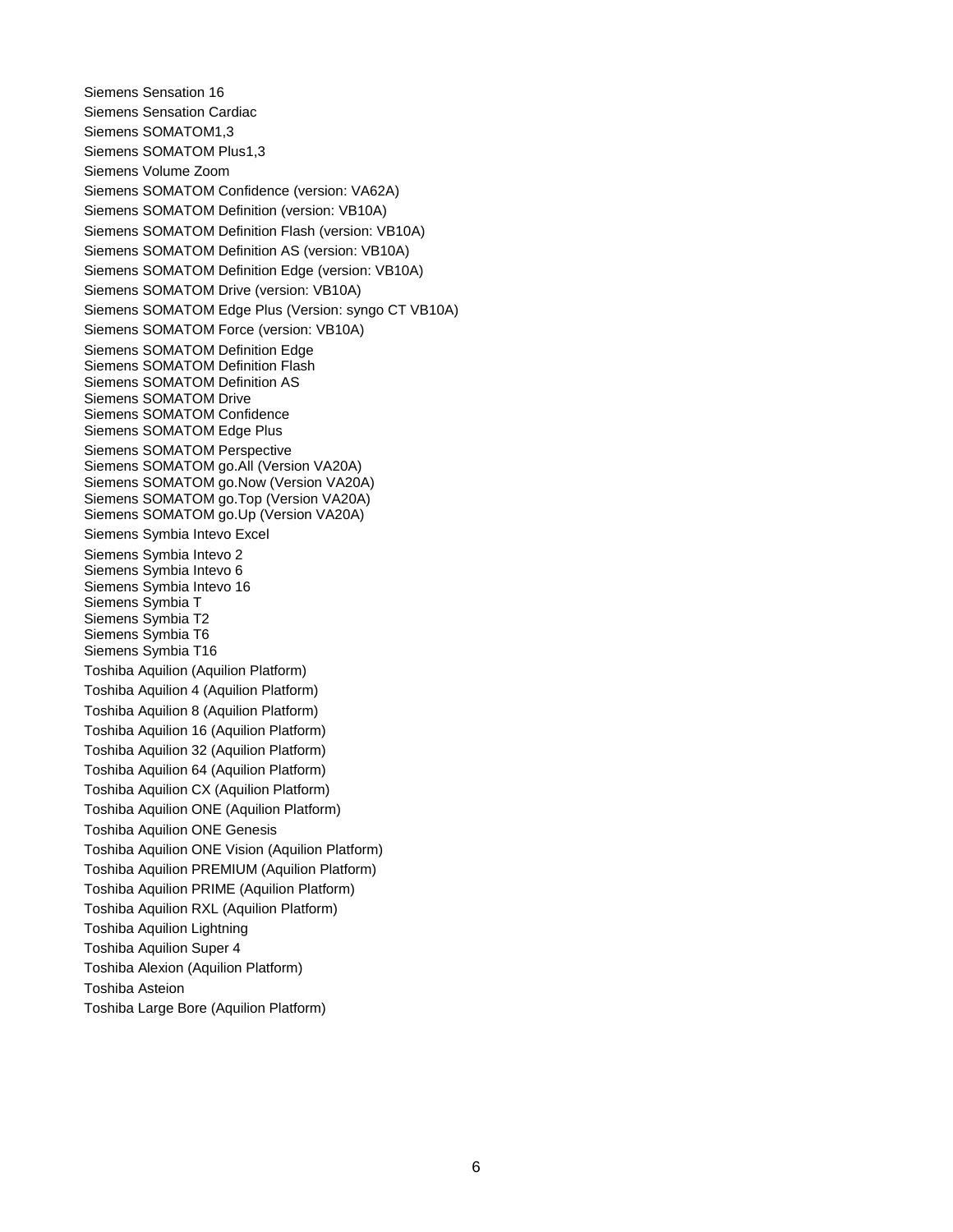Siemens Sensation 16

Siemens Sensation Cardiac

Siemens SOMATOM1,3

Siemens SOMATOM Plus1,3

Siemens Volume Zoom

Siemens SOMATOM Confidence (version: VA62A)

Siemens SOMATOM Definition (version: VB10A)

Siemens SOMATOM Definition Flash (version: VB10A)

Siemens SOMATOM Definition AS (version: VB10A)

Siemens SOMATOM Definition Edge (version: VB10A)

Siemens SOMATOM Drive (version: VB10A)

Siemens SOMATOM Edge Plus (Version: syngo CT VB10A)

Siemens SOMATOM Force (version: VB10A)

Siemens SOMATOM Definition Edge
Siemens SOMATOM Definition Flash
Siemens SOMATOM Definition AS
Siemens SOMATOM Drive
Siemens SOMATOM Confidence
Siemens SOMATOM Edge Plus

Siemens SOMATOM Perspective
Siemens SOMATOM go.All (Version VA20A)
Siemens SOMATOM go.Now (Version VA20A)
Siemens SOMATOM go.Top (Version VA20A)
Siemens SOMATOM go.Up (Version VA20A)

Siemens Symbia Intevo Excel

Siemens Symbia Intevo 2
Siemens Symbia Intevo 6
Siemens Symbia Intevo 16
Siemens Symbia T
Siemens Symbia T2
Siemens Symbia T6
Siemens Symbia T16

Toshiba Aquilion (Aquilion Platform)

Toshiba Aquilion 4 (Aquilion Platform)

Toshiba Aquilion 8 (Aquilion Platform)

Toshiba Aquilion 16 (Aquilion Platform)

Toshiba Aquilion 32 (Aquilion Platform)

Toshiba Aquilion 64 (Aquilion Platform)

Toshiba Aquilion CX (Aquilion Platform)

Toshiba Aquilion ONE (Aquilion Platform)

Toshiba Aquilion ONE Genesis

Toshiba Aquilion ONE Vision (Aquilion Platform)

Toshiba Aquilion PREMIUM (Aquilion Platform)

Toshiba Aquilion PRIME (Aquilion Platform)

Toshiba Aquilion RXL (Aquilion Platform)

Toshiba Aquilion Lightning

Toshiba Aquilion Super 4

Toshiba Alexion (Aquilion Platform)

Toshiba Asteion

Toshiba Large Bore (Aquilion Platform)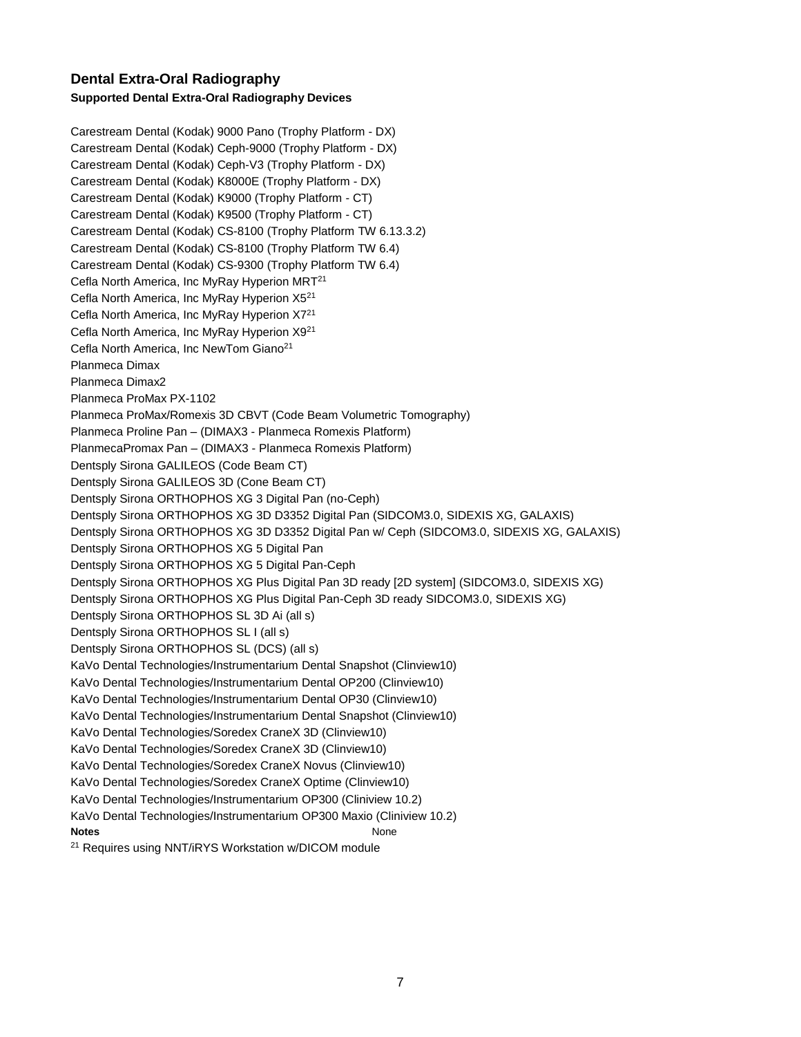## Dental Extra-Oral Radiography

**Supported Dental Extra-Oral Radiography Devices**

Carestream Dental (Kodak) 9000 Pano (Trophy Platform - DX)
Carestream Dental (Kodak) Ceph-9000 (Trophy Platform - DX)
Carestream Dental (Kodak) Ceph-V3 (Trophy Platform - DX)
Carestream Dental (Kodak) K8000E (Trophy Platform - DX)
Carestream Dental (Kodak) K9000 (Trophy Platform - CT)
Carestream Dental (Kodak) K9500 (Trophy Platform - CT)
Carestream Dental (Kodak) CS-8100 (Trophy Platform TW 6.13.3.2)
Carestream Dental (Kodak) CS-8100 (Trophy Platform TW 6.4)
Carestream Dental (Kodak) CS-9300 (Trophy Platform TW 6.4)
Cefla North America, Inc MyRay Hyperion MRT[21]
Cefla North America, Inc MyRay Hyperion X5[21]
Cefla North America, Inc MyRay Hyperion X7[21]
Cefla North America, Inc MyRay Hyperion X9[21]
Cefla North America, Inc NewTom Giano[21]
Planmeca Dimax
Planmeca Dimax2
Planmeca ProMax PX-1102
Planmeca ProMax/Romexis 3D CBVT (Code Beam Volumetric Tomography)
Planmeca Proline Pan – (DIMAX3 - Planmeca Romexis Platform)
PlanmecaPromax Pan – (DIMAX3 - Planmeca Romexis Platform)
Dentsply Sirona GALILEOS (Code Beam CT)
Dentsply Sirona GALILEOS 3D (Cone Beam CT)
Dentsply Sirona ORTHOPHOS XG 3 Digital Pan (no-Ceph)
Dentsply Sirona ORTHOPHOS XG 3D D3352 Digital Pan (SIDCOM3.0, SIDEXIS XG, GALAXIS)
Dentsply Sirona ORTHOPHOS XG 3D D3352 Digital Pan w/ Ceph (SIDCOM3.0, SIDEXIS XG, GALAXIS)
Dentsply Sirona ORTHOPHOS XG 5 Digital Pan
Dentsply Sirona ORTHOPHOS XG 5 Digital Pan-Ceph
Dentsply Sirona ORTHOPHOS XG Plus Digital Pan 3D ready [2D system] (SIDCOM3.0, SIDEXIS XG)
Dentsply Sirona ORTHOPHOS XG Plus Digital Pan-Ceph 3D ready SIDCOM3.0, SIDEXIS XG)
Dentsply Sirona ORTHOPHOS SL 3D Ai (all s)
Dentsply Sirona ORTHOPHOS SL I (all s)
Dentsply Sirona ORTHOPHOS SL (DCS) (all s)
KaVo Dental Technologies/Instrumentarium Dental Snapshot (Clinview10)
KaVo Dental Technologies/Instrumentarium Dental OP200 (Clinview10)
KaVo Dental Technologies/Instrumentarium Dental OP30 (Clinview10)
KaVo Dental Technologies/Instrumentarium Dental Snapshot (Clinview10)
KaVo Dental Technologies/Soredex CraneX 3D (Clinview10)
KaVo Dental Technologies/Soredex CraneX 3D (Clinview10)
KaVo Dental Technologies/Soredex CraneX Novus (Clinview10)
KaVo Dental Technologies/Soredex CraneX Optime (Clinview10)
KaVo Dental Technologies/Instrumentarium OP300 (Cliniview 10.2)
KaVo Dental Technologies/Instrumentarium OP300 Maxio (Cliniview 10.2)

**Notes** None

[21] Requires using NNT/iRYS Workstation w/DICOM module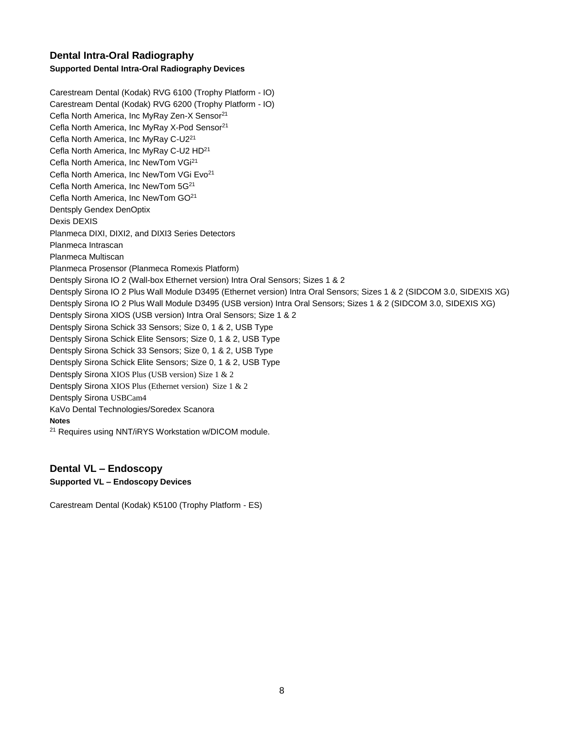## Dental Intra-Oral Radiography

**Supported Dental Intra-Oral Radiography Devices**

Carestream Dental (Kodak) RVG 6100 (Trophy Platform - IO)
Carestream Dental (Kodak) RVG 6200 (Trophy Platform - IO)
Cefla North America, Inc MyRay Zen-X Sensor[21]
Cefla North America, Inc MyRay X-Pod Sensor[21]
Cefla North America, Inc MyRay C-U2[21]
Cefla North America, Inc MyRay C-U2 HD[21]
Cefla North America, Inc NewTom VGi[21]
Cefla North America, Inc NewTom VGi Evo[21]
Cefla North America, Inc NewTom 5G[21]
Cefla North America, Inc NewTom GO[21]
Dentsply Gendex DenOptix
Dexis DEXIS
Planmeca DIXI, DIXI2, and DIXI3 Series Detectors
Planmeca Intrascan
Planmeca Multiscan
Planmeca Prosensor (Planmeca Romexis Platform)
Dentsply Sirona IO 2 (Wall-box Ethernet version) Intra Oral Sensors; Sizes 1 & 2
Dentsply Sirona IO 2 Plus Wall Module D3495 (Ethernet version) Intra Oral Sensors; Sizes 1 & 2 (SIDCOM 3.0, SIDEXIS XG)
Dentsply Sirona IO 2 Plus Wall Module D3495 (USB version) Intra Oral Sensors; Sizes 1 & 2 (SIDCOM 3.0, SIDEXIS XG)
Dentsply Sirona XIOS (USB version) Intra Oral Sensors; Size 1 & 2
Dentsply Sirona Schick 33 Sensors; Size 0, 1 & 2, USB Type
Dentsply Sirona Schick Elite Sensors; Size 0, 1 & 2, USB Type
Dentsply Sirona Schick 33 Sensors; Size 0, 1 & 2, USB Type
Dentsply Sirona Schick Elite Sensors; Size 0, 1 & 2, USB Type
Dentsply Sirona XIOS Plus (USB version) Size 1 & 2
Dentsply Sirona XIOS Plus (Ethernet version) Size 1 & 2
Dentsply Sirona USBCam4
KaVo Dental Technologies/Soredex Scanora

**Notes**

[21] Requires using NNT/iRYS Workstation w/DICOM module.

## Dental VL – Endoscopy

**Supported VL – Endoscopy Devices**

Carestream Dental (Kodak) K5100 (Trophy Platform - ES)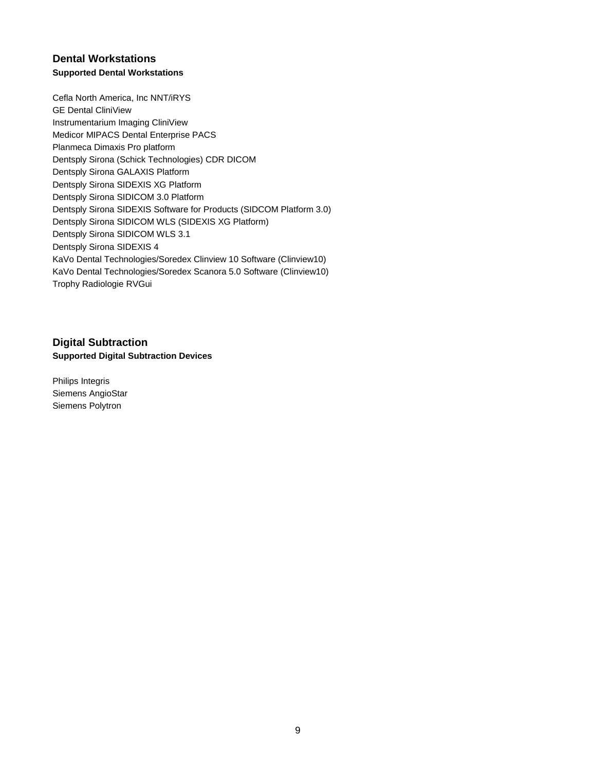## Dental Workstations

**Supported Dental Workstations**

Cefla North America, Inc NNT/iRYS
GE Dental CliniView
Instrumentarium Imaging CliniView
Medicor MIPACS Dental Enterprise PACS
Planmeca Dimaxis Pro platform
Dentsply Sirona (Schick Technologies) CDR DICOM
Dentsply Sirona GALAXIS Platform
Dentsply Sirona SIDEXIS XG Platform
Dentsply Sirona SIDICOM 3.0 Platform
Dentsply Sirona SIDEXIS Software for Products (SIDCOM Platform 3.0)
Dentsply Sirona SIDICOM WLS (SIDEXIS XG Platform)
Dentsply Sirona SIDICOM WLS 3.1
Dentsply Sirona SIDEXIS 4
KaVo Dental Technologies/Soredex Clinview 10 Software (Clinview10)
KaVo Dental Technologies/Soredex Scanora 5.0 Software (Clinview10)
Trophy Radiologie RVGui

## Digital Subtraction

**Supported Digital Subtraction Devices**

Philips Integris
Siemens AngioStar
Siemens Polytron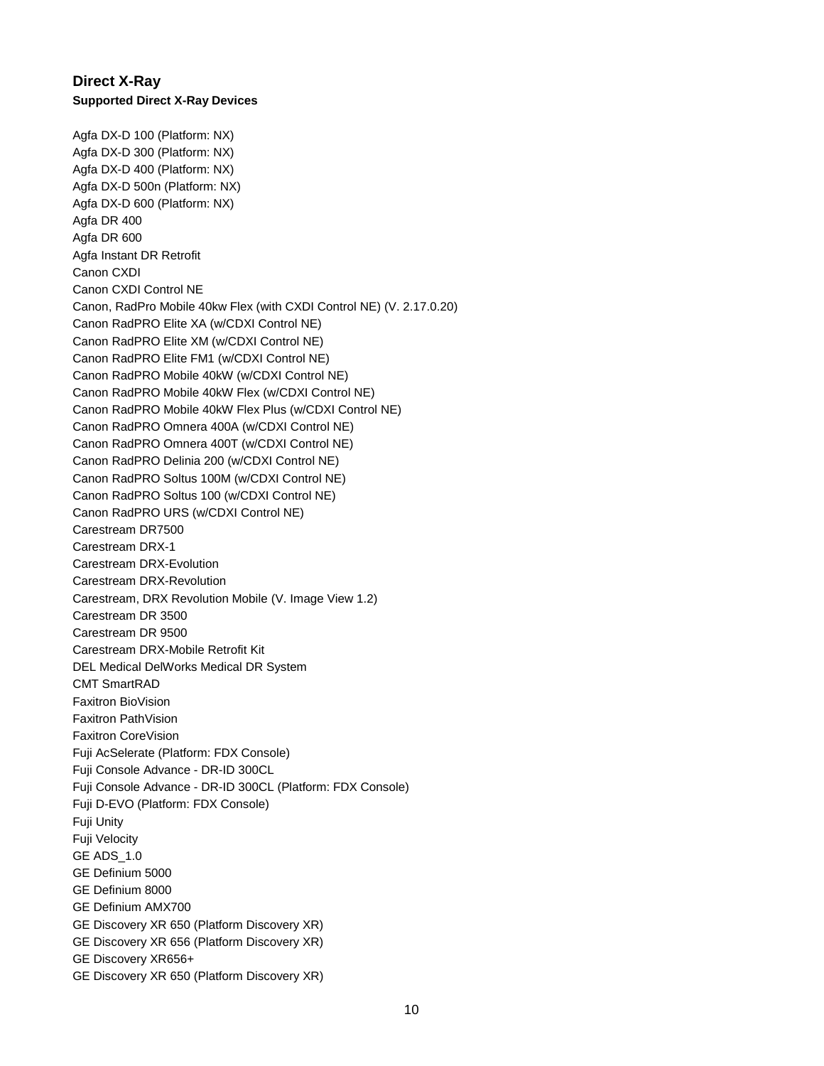## Direct X-Ray

### Supported Direct X-Ray Devices

Agfa DX-D 100 (Platform: NX)
Agfa DX-D 300 (Platform: NX)
Agfa DX-D 400 (Platform: NX)
Agfa DX-D 500n (Platform: NX)
Agfa DX-D 600 (Platform: NX)
Agfa DR 400
Agfa DR 600
Agfa Instant DR Retrofit
Canon CXDI
Canon CXDI Control NE
Canon, RadPro Mobile 40kw Flex (with CXDI Control NE) (V. 2.17.0.20)
Canon RadPRO Elite XA (w/CDXI Control NE)
Canon RadPRO Elite XM (w/CDXI Control NE)
Canon RadPRO Elite FM1 (w/CDXI Control NE)
Canon RadPRO Mobile 40kW (w/CDXI Control NE)
Canon RadPRO Mobile 40kW Flex (w/CDXI Control NE)
Canon RadPRO Mobile 40kW Flex Plus (w/CDXI Control NE)
Canon RadPRO Omnera 400A (w/CDXI Control NE)
Canon RadPRO Omnera 400T (w/CDXI Control NE)
Canon RadPRO Delinia 200 (w/CDXI Control NE)
Canon RadPRO Soltus 100M (w/CDXI Control NE)
Canon RadPRO Soltus 100 (w/CDXI Control NE)
Canon RadPRO URS (w/CDXI Control NE)
Carestream DR7500
Carestream DRX-1
Carestream DRX-Evolution
Carestream DRX-Revolution
Carestream, DRX Revolution Mobile (V. Image View 1.2)
Carestream DR 3500
Carestream DR 9500
Carestream DRX-Mobile Retrofit Kit
DEL Medical DelWorks Medical DR System
CMT SmartRAD
Faxitron BioVision
Faxitron PathVision
Faxitron CoreVision
Fuji AcSelerate (Platform: FDX Console)
Fuji Console Advance - DR-ID 300CL
Fuji Console Advance - DR-ID 300CL (Platform: FDX Console)
Fuji D-EVO (Platform: FDX Console)
Fuji Unity
Fuji Velocity
GE ADS_1.0
GE Definium 5000
GE Definium 8000
GE Definium AMX700
GE Discovery XR 650 (Platform Discovery XR)
GE Discovery XR 656 (Platform Discovery XR)
GE Discovery XR656+
GE Discovery XR 650 (Platform Discovery XR)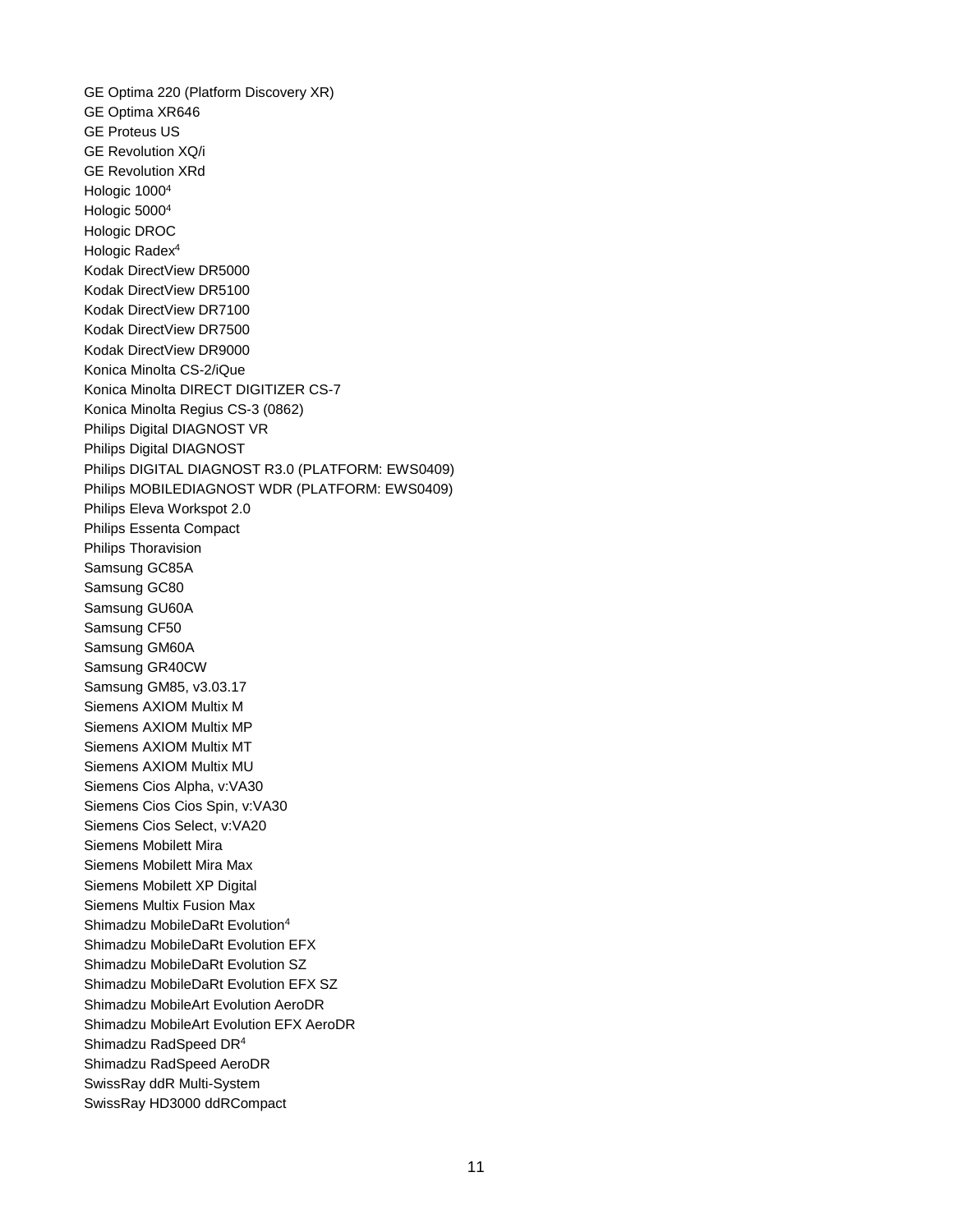GE Optima 220 (Platform Discovery XR)
GE Optima XR646
GE Proteus US
GE Revolution XQ/i
GE Revolution XRd
Hologic 1000[4]
Hologic 5000[4]
Hologic DROC
Hologic Radex[4]
Kodak DirectView DR5000
Kodak DirectView DR5100
Kodak DirectView DR7100
Kodak DirectView DR7500
Kodak DirectView DR9000
Konica Minolta CS-2/iQue
Konica Minolta DIRECT DIGITIZER CS-7
Konica Minolta Regius CS-3 (0862)
Philips Digital DIAGNOST VR
Philips Digital DIAGNOST
Philips DIGITAL DIAGNOST R3.0 (PLATFORM: EWS0409)
Philips MOBILEDIAGNOST WDR (PLATFORM: EWS0409)
Philips Eleva Workspot 2.0
Philips Essenta Compact
Philips Thoravision
Samsung GC85A
Samsung GC80
Samsung GU60A
Samsung CF50
Samsung GM60A
Samsung GR40CW
Samsung GM85, v3.03.17
Siemens AXIOM Multix M
Siemens AXIOM Multix MP
Siemens AXIOM Multix MT
Siemens AXIOM Multix MU
Siemens Cios Alpha, v:VA30
Siemens Cios Cios Spin, v:VA30
Siemens Cios Select, v:VA20
Siemens Mobilett Mira
Siemens Mobilett Mira Max
Siemens Mobilett XP Digital
Siemens Multix Fusion Max
Shimadzu MobileDaRt Evolution[4]
Shimadzu MobileDaRt Evolution EFX
Shimadzu MobileDaRt Evolution SZ
Shimadzu MobileDaRt Evolution EFX SZ
Shimadzu MobileArt Evolution AeroDR
Shimadzu MobileArt Evolution EFX AeroDR
Shimadzu RadSpeed DR[4]
Shimadzu RadSpeed AeroDR
SwissRay ddR Multi-System
SwissRay HD3000 ddRCompact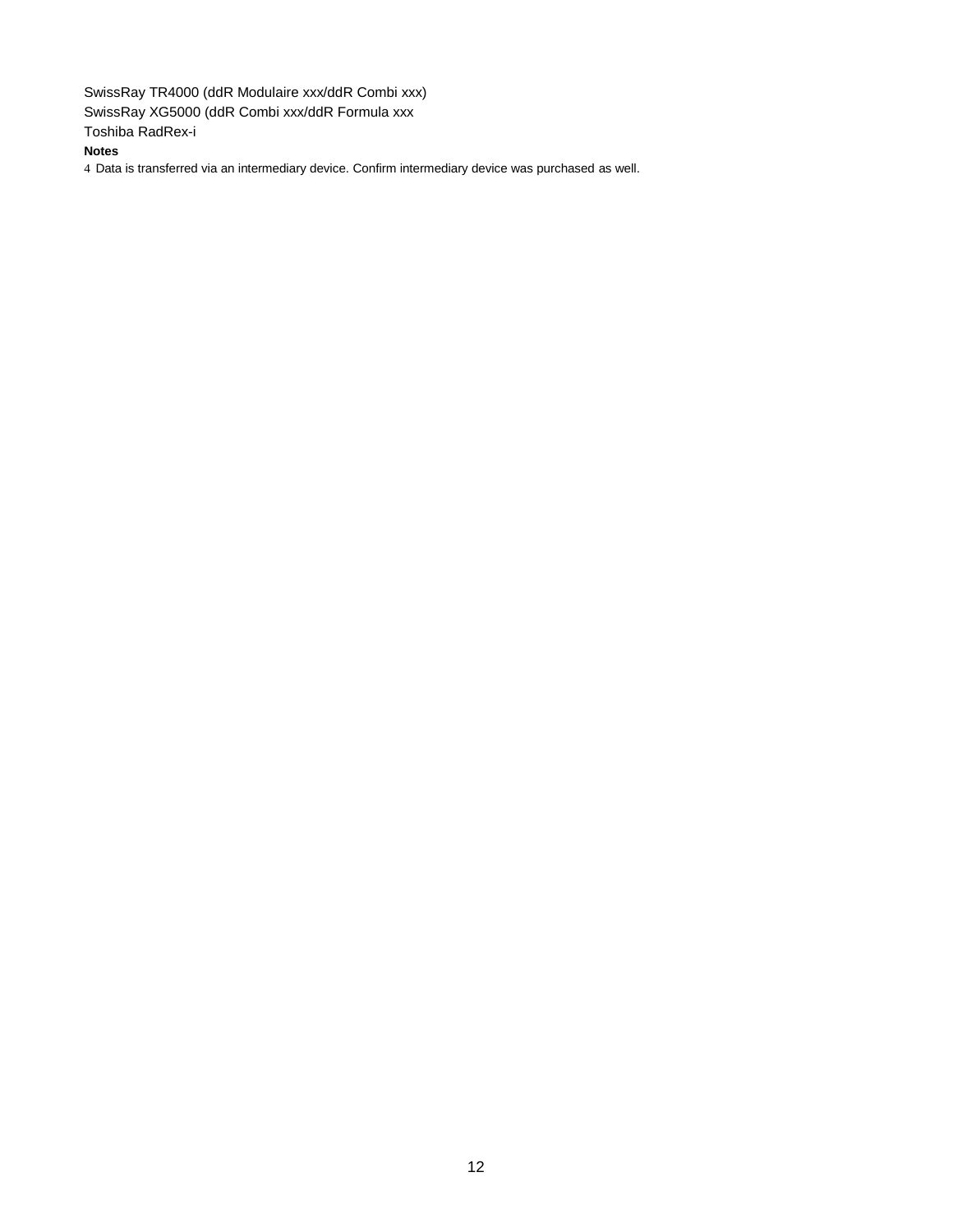SwissRay TR4000 (ddR Modulaire xxx/ddR Combi xxx)
SwissRay XG5000 (ddR Combi xxx/ddR Formula xxx
Toshiba RadRex-i

**Notes**

4 Data is transferred via an intermediary device. Confirm intermediary device was purchased as well.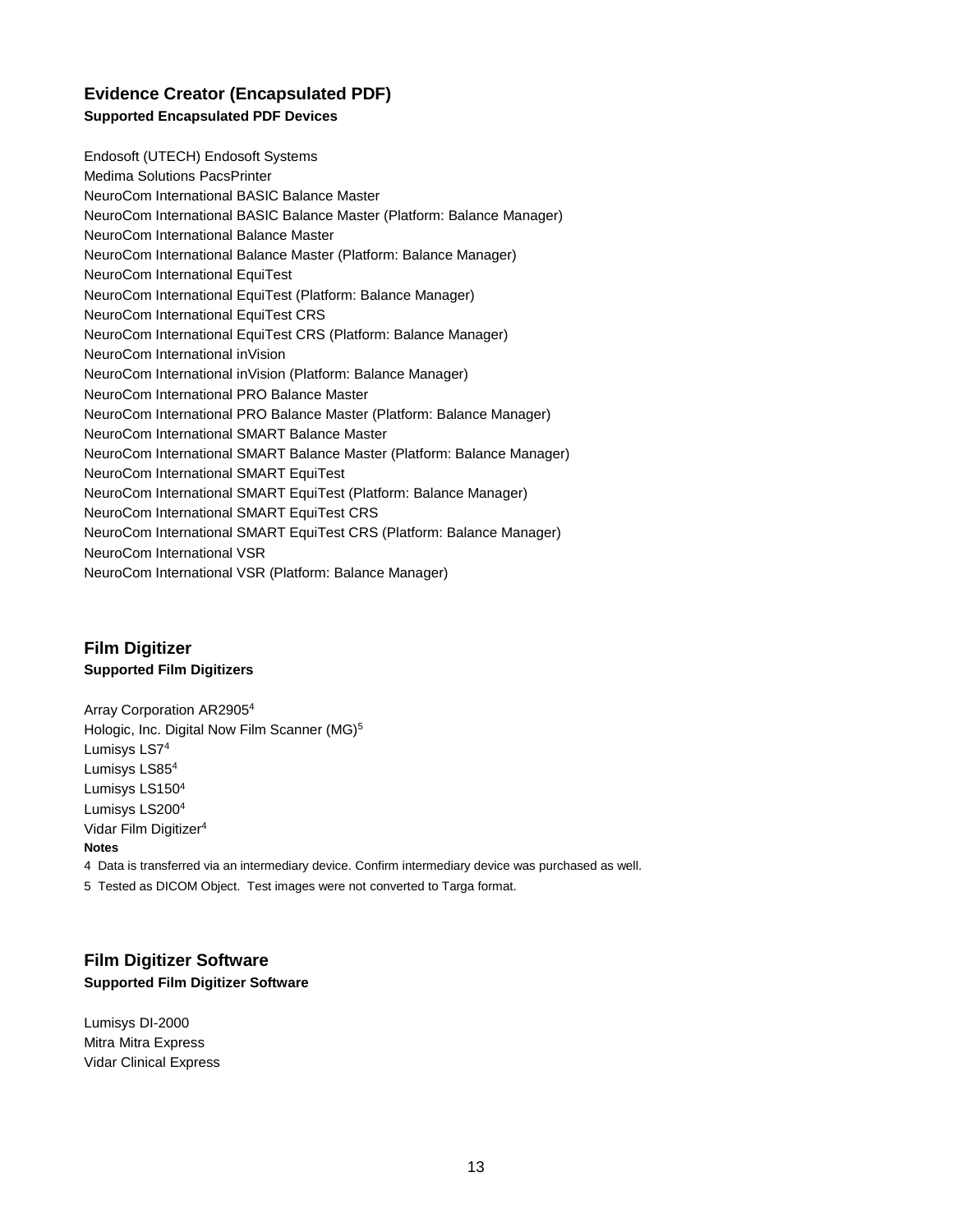## Evidence Creator (Encapsulated PDF)

**Supported Encapsulated PDF Devices**

Endosoft (UTECH) Endosoft Systems
Medima Solutions PacsPrinter
NeuroCom International BASIC Balance Master
NeuroCom International BASIC Balance Master (Platform: Balance Manager)
NeuroCom International Balance Master
NeuroCom International Balance Master (Platform: Balance Manager)
NeuroCom International EquiTest
NeuroCom International EquiTest (Platform: Balance Manager)
NeuroCom International EquiTest CRS
NeuroCom International EquiTest CRS (Platform: Balance Manager)
NeuroCom International inVision
NeuroCom International inVision (Platform: Balance Manager)
NeuroCom International PRO Balance Master
NeuroCom International PRO Balance Master (Platform: Balance Manager)
NeuroCom International SMART Balance Master
NeuroCom International SMART Balance Master (Platform: Balance Manager)
NeuroCom International SMART EquiTest
NeuroCom International SMART EquiTest (Platform: Balance Manager)
NeuroCom International SMART EquiTest CRS
NeuroCom International SMART EquiTest CRS (Platform: Balance Manager)
NeuroCom International VSR
NeuroCom International VSR (Platform: Balance Manager)

## Film Digitizer

**Supported Film Digitizers**

Array Corporation AR2905[4]
Hologic, Inc. Digital Now Film Scanner (MG)[5]
Lumisys LS7[4]
Lumisys LS85[4]
Lumisys LS150[4]
Lumisys LS200[4]
Vidar Film Digitizer[4]

**Notes**

4 Data is transferred via an intermediary device. Confirm intermediary device was purchased as well.

5 Tested as DICOM Object. Test images were not converted to Targa format.

## Film Digitizer Software

**Supported Film Digitizer Software**

Lumisys DI-2000
Mitra Mitra Express
Vidar Clinical Express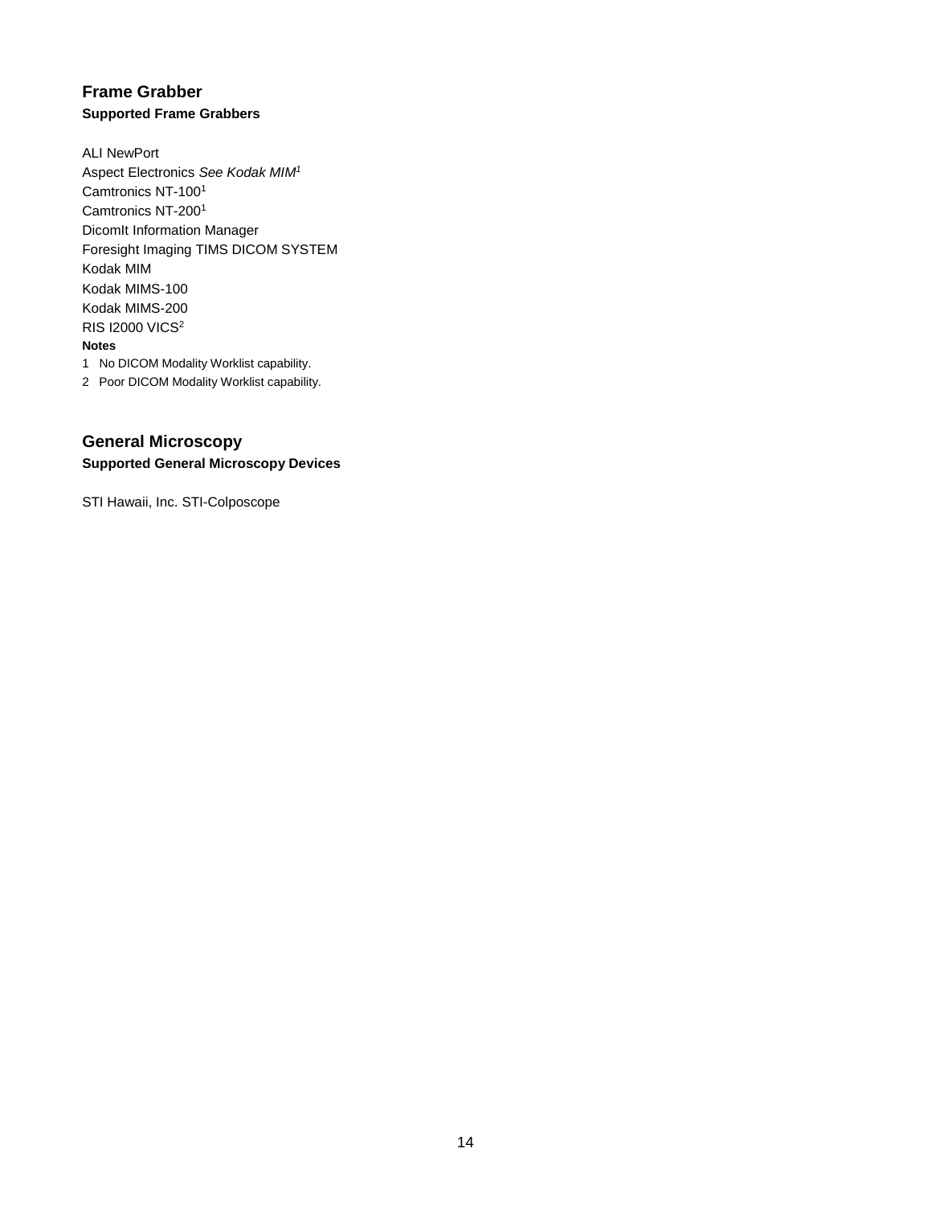## Frame Grabber

### Supported Frame Grabbers

ALI NewPort
Aspect Electronics *See Kodak MIM*[1]
Camtronics NT-100[1]
Camtronics NT-200[1]
DicomIt Information Manager
Foresight Imaging TIMS DICOM SYSTEM
Kodak MIM
Kodak MIMS-100
Kodak MIMS-200
RIS I2000 VICS[2]

**Notes**

1 No DICOM Modality Worklist capability.
2 Poor DICOM Modality Worklist capability.

## General Microscopy

### Supported General Microscopy Devices

STI Hawaii, Inc. STI-Colposcope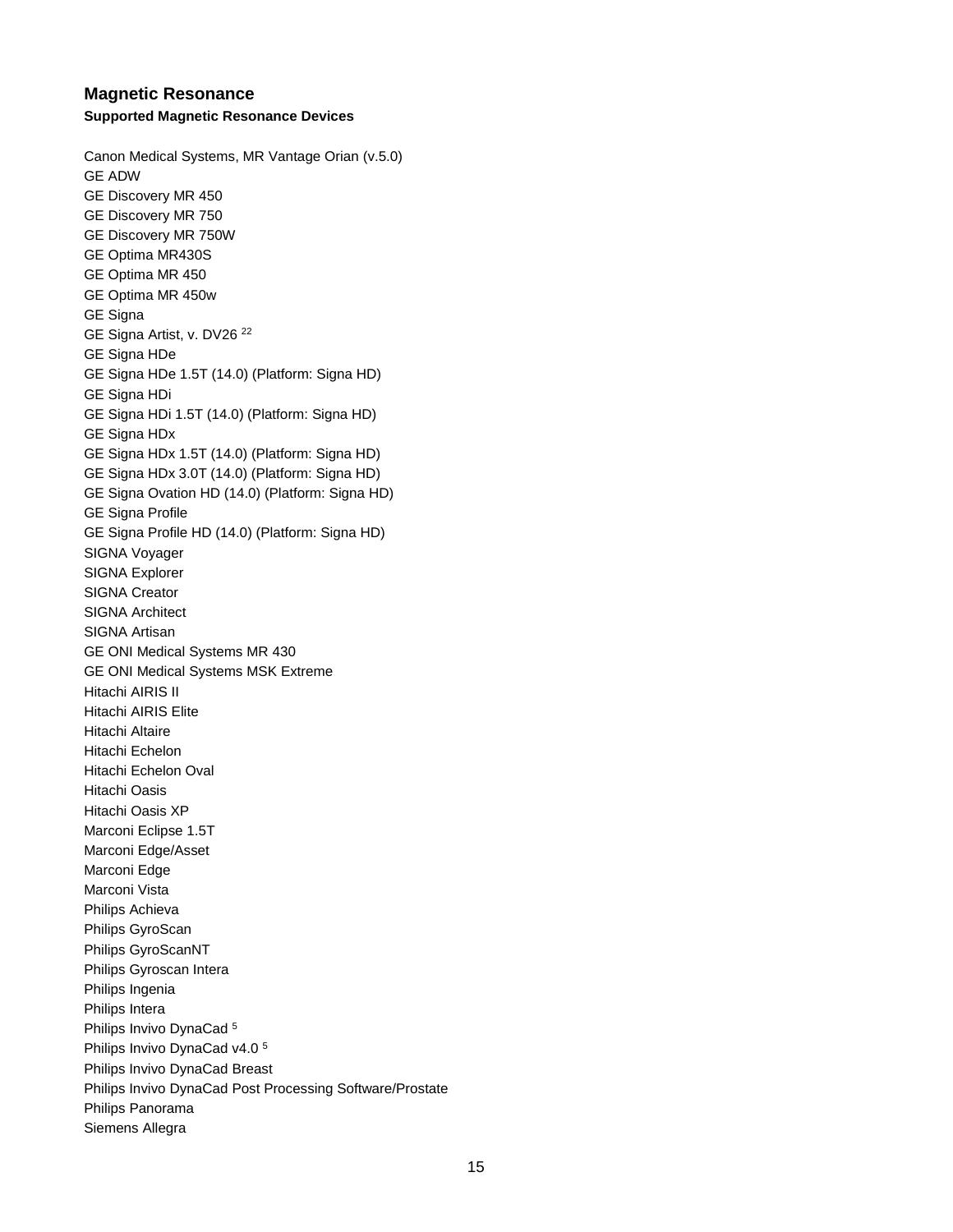## Magnetic Resonance

### Supported Magnetic Resonance Devices

Canon Medical Systems, MR Vantage Orian (v.5.0)
GE ADW
GE Discovery MR 450
GE Discovery MR 750
GE Discovery MR 750W
GE Optima MR430S
GE Optima MR 450
GE Optima MR 450w
GE Signa
GE Signa Artist, v. DV26 [22]
GE Signa HDe
GE Signa HDe 1.5T (14.0) (Platform: Signa HD)
GE Signa HDi
GE Signa HDi 1.5T (14.0) (Platform: Signa HD)
GE Signa HDx
GE Signa HDx 1.5T (14.0) (Platform: Signa HD)
GE Signa HDx 3.0T (14.0) (Platform: Signa HD)
GE Signa Ovation HD (14.0) (Platform: Signa HD)
GE Signa Profile
GE Signa Profile HD (14.0) (Platform: Signa HD)
SIGNA Voyager
SIGNA Explorer
SIGNA Creator
SIGNA Architect
SIGNA Artisan
GE ONI Medical Systems MR 430
GE ONI Medical Systems MSK Extreme
Hitachi AIRIS II
Hitachi AIRIS Elite
Hitachi Altaire
Hitachi Echelon
Hitachi Echelon Oval
Hitachi Oasis
Hitachi Oasis XP
Marconi Eclipse 1.5T
Marconi Edge/Asset
Marconi Edge
Marconi Vista
Philips Achieva
Philips GyroScan
Philips GyroScanNT
Philips Gyroscan Intera
Philips Ingenia
Philips Intera
Philips Invivo DynaCad [5]
Philips Invivo DynaCad v4.0 [5]
Philips Invivo DynaCad Breast
Philips Invivo DynaCad Post Processing Software/Prostate
Philips Panorama
Siemens Allegra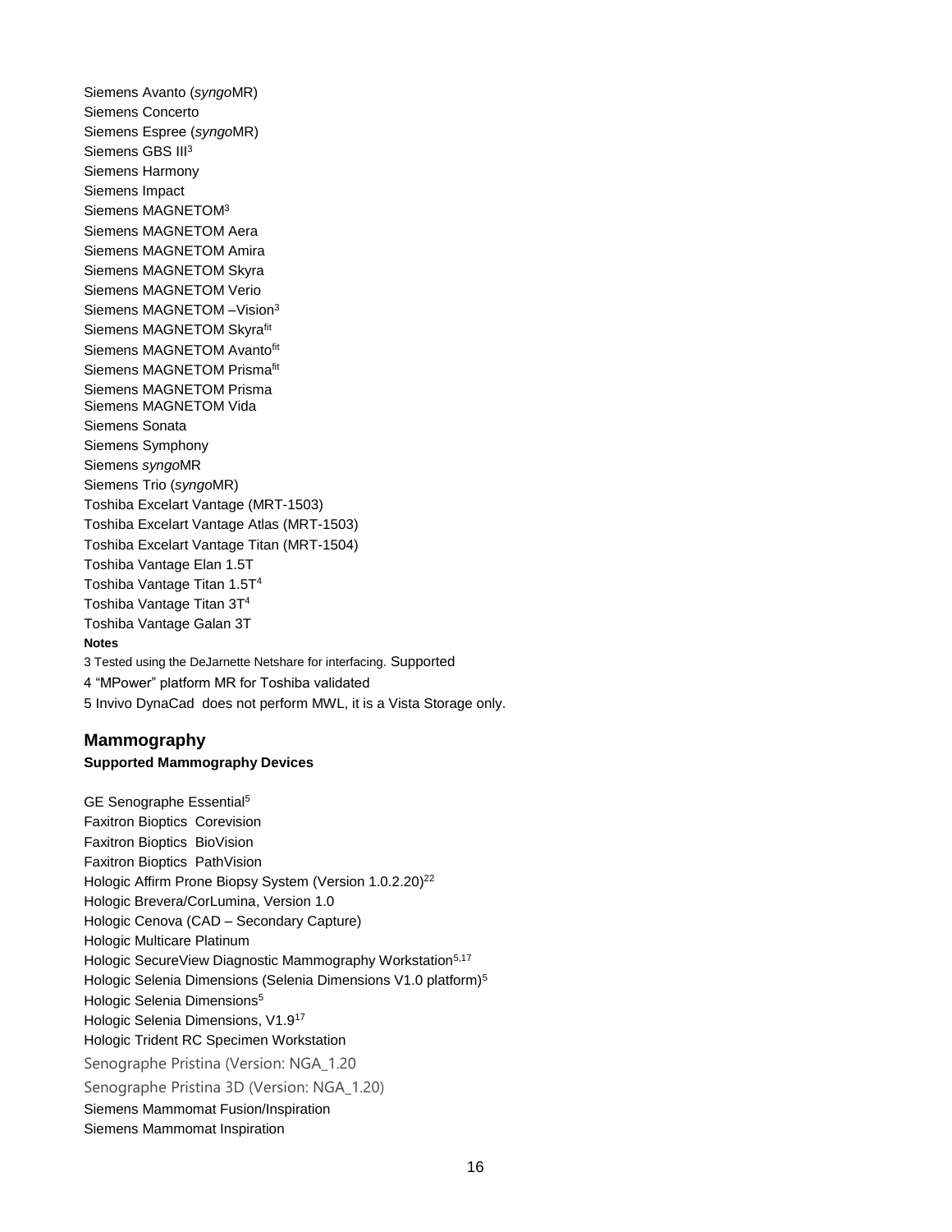Siemens Avanto (*syngo*MR)
Siemens Concerto
Siemens Espree (*syngo*MR)
Siemens GBS III[3]
Siemens Harmony
Siemens Impact
Siemens MAGNETOM[3]
Siemens MAGNETOM Aera
Siemens MAGNETOM Amira
Siemens MAGNETOM Skyra
Siemens MAGNETOM Verio
Siemens MAGNETOM –Vision[3]
Siemens MAGNETOM Skyra[fit]
Siemens MAGNETOM Avanto[fit]
Siemens MAGNETOM Prisma[fit]
Siemens MAGNETOM Prisma
Siemens MAGNETOM Vida
Siemens Sonata
Siemens Symphony
Siemens *syngo*MR
Siemens Trio (*syngo*MR)
Toshiba Excelart Vantage (MRT-1503)
Toshiba Excelart Vantage Atlas (MRT-1503)
Toshiba Excelart Vantage Titan (MRT-1504)
Toshiba Vantage Elan 1.5T
Toshiba Vantage Titan 1.5T[4]
Toshiba Vantage Titan 3T[4]
Toshiba Vantage Galan 3T

**Notes**

3 Tested using the DeJarnette Netshare for interfacing. Supported

4 "MPower" platform MR for Toshiba validated

5 Invivo DynaCad does not perform MWL, it is a Vista Storage only.

## Mammography

**Supported Mammography Devices**

GE Senographe Essential[5]
Faxitron Bioptics Corevision
Faxitron Bioptics BioVision
Faxitron Bioptics PathVision
Hologic Affirm Prone Biopsy System (Version 1.0.2.20)[22]
Hologic Brevera/CorLumina, Version 1.0
Hologic Cenova (CAD – Secondary Capture)
Hologic Multicare Platinum
Hologic SecureView Diagnostic Mammography Workstation[5,17]
Hologic Selenia Dimensions (Selenia Dimensions V1.0 platform)[5]
Hologic Selenia Dimensions[5]
Hologic Selenia Dimensions, V1.9[17]
Hologic Trident RC Specimen Workstation
Senographe Pristina (Version: NGA_1.20
Senographe Pristina 3D (Version: NGA_1.20)
Siemens Mammomat Fusion/Inspiration
Siemens Mammomat Inspiration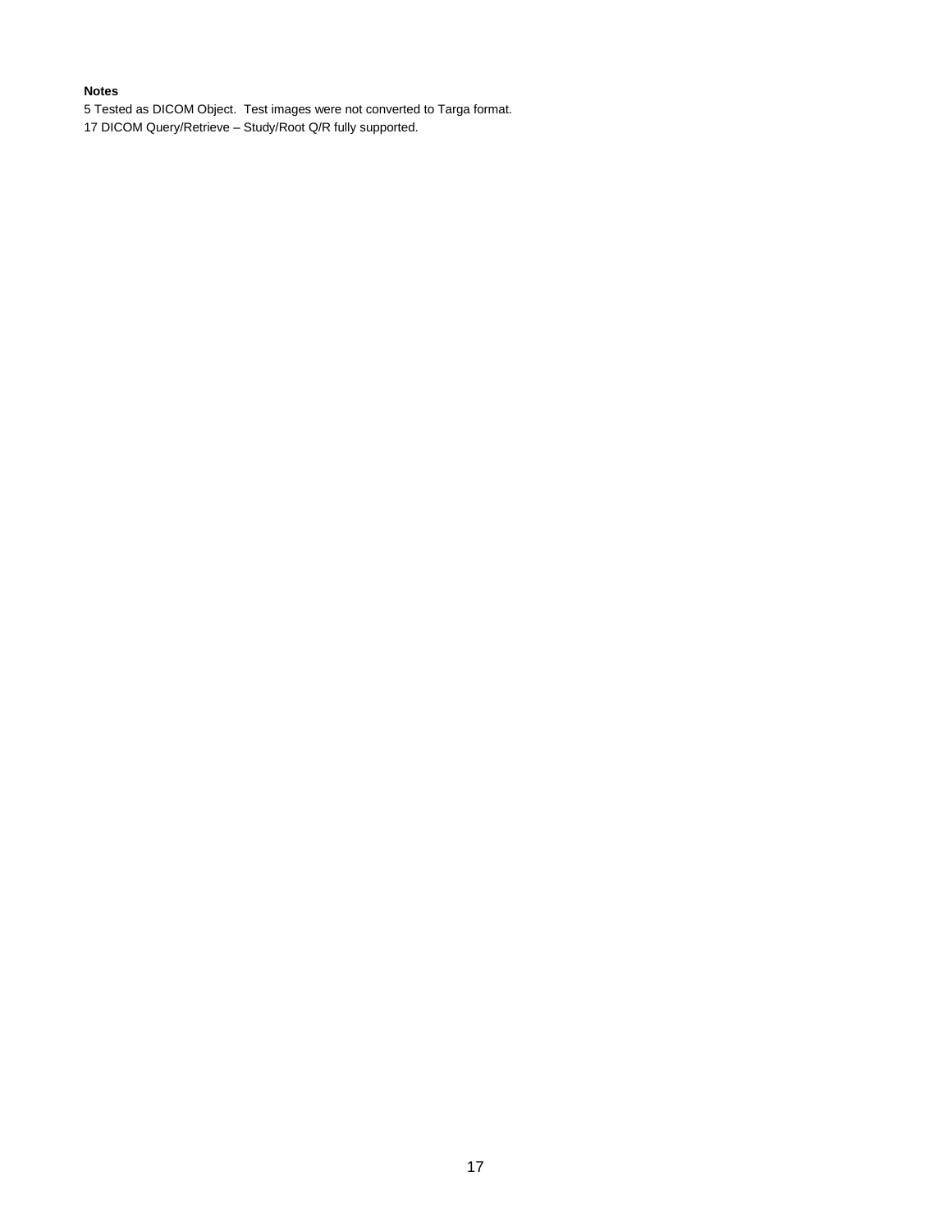**Notes**

5 Tested as DICOM Object.  Test images were not converted to Targa format.

17 DICOM Query/Retrieve – Study/Root Q/R fully supported.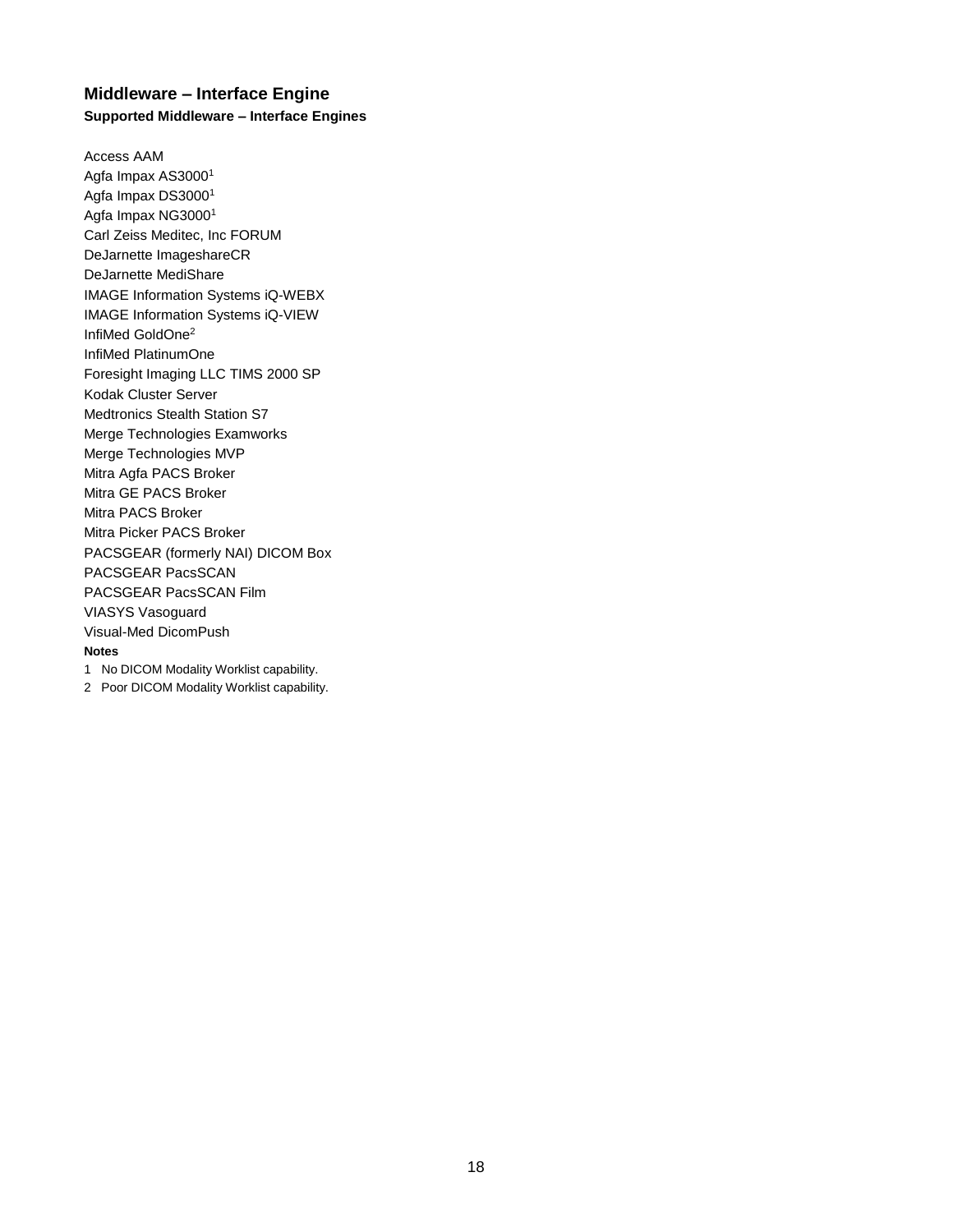## Middleware – Interface Engine

### Supported Middleware – Interface Engines

Access AAM
Agfa Impax AS3000[1]
Agfa Impax DS3000[1]
Agfa Impax NG3000[1]
Carl Zeiss Meditec, Inc FORUM
DeJarnette ImageshareCR
DeJarnette MediShare
IMAGE Information Systems iQ-WEBX
IMAGE Information Systems iQ-VIEW
InfiMed GoldOne[2]
InfiMed PlatinumOne
Foresight Imaging LLC TIMS 2000 SP
Kodak Cluster Server
Medtronics Stealth Station S7
Merge Technologies Examworks
Merge Technologies MVP
Mitra Agfa PACS Broker
Mitra GE PACS Broker
Mitra PACS Broker
Mitra Picker PACS Broker
PACSGEAR (formerly NAI) DICOM Box
PACSGEAR PacsSCAN
PACSGEAR PacsSCAN Film
VIASYS Vasoguard
Visual-Med DicomPush

**Notes**

1 No DICOM Modality Worklist capability.

2 Poor DICOM Modality Worklist capability.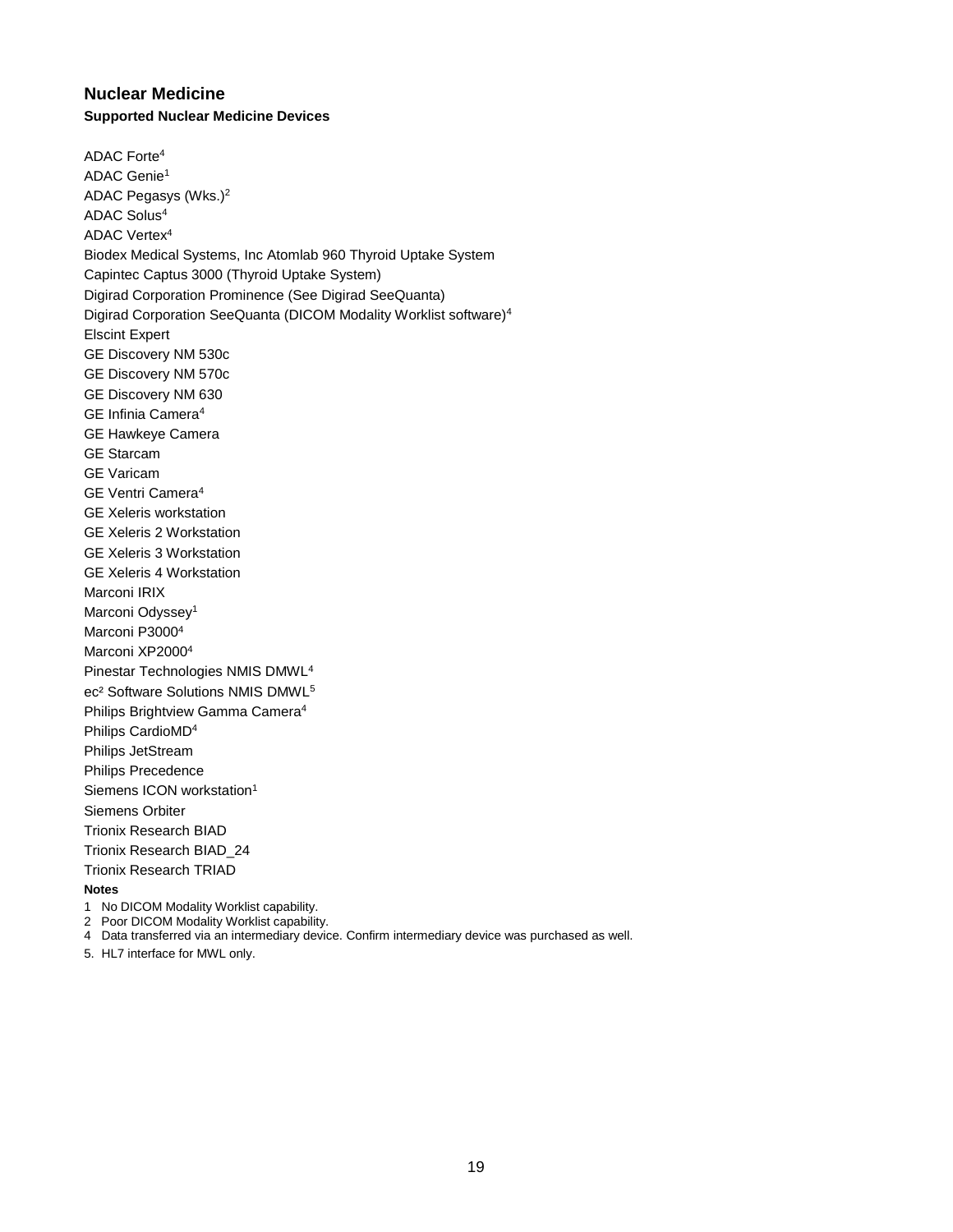## Nuclear Medicine

### Supported Nuclear Medicine Devices

ADAC Forte[4]
ADAC Genie[1]
ADAC Pegasys (Wks.)[2]
ADAC Solus[4]
ADAC Vertex[4]
Biodex Medical Systems, Inc Atomlab 960 Thyroid Uptake System
Capintec Captus 3000 (Thyroid Uptake System)
Digirad Corporation Prominence (See Digirad SeeQuanta)
Digirad Corporation SeeQuanta (DICOM Modality Worklist software)[4]
Elscint Expert
GE Discovery NM 530c
GE Discovery NM 570c
GE Discovery NM 630
GE Infinia Camera[4]
GE Hawkeye Camera
GE Starcam
GE Varicam
GE Ventri Camera[4]
GE Xeleris workstation
GE Xeleris 2 Workstation
GE Xeleris 3 Workstation
GE Xeleris 4 Workstation
Marconi IRIX
Marconi Odyssey[1]
Marconi P3000[4]
Marconi XP2000[4]
Pinestar Technologies NMIS DMWL[4]
ec² Software Solutions NMIS DMWL[5]
Philips Brightview Gamma Camera[4]
Philips CardioMD[4]
Philips JetStream
Philips Precedence
Siemens ICON workstation[1]
Siemens Orbiter
Trionix Research BIAD
Trionix Research BIAD_24
Trionix Research TRIAD

**Notes**

1 No DICOM Modality Worklist capability.
2 Poor DICOM Modality Worklist capability.
4 Data transferred via an intermediary device. Confirm intermediary device was purchased as well.
5. HL7 interface for MWL only.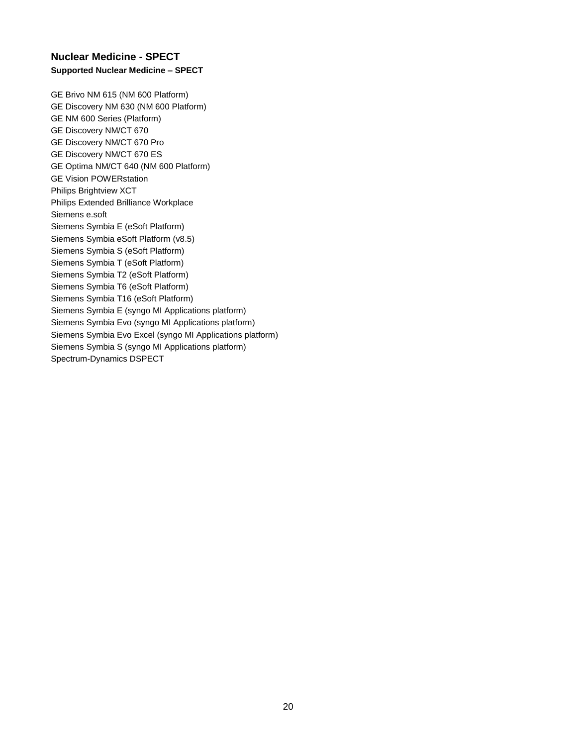## Nuclear Medicine - SPECT

**Supported Nuclear Medicine – SPECT**

GE Brivo NM 615 (NM 600 Platform)
GE Discovery NM 630 (NM 600 Platform)
GE NM 600 Series (Platform)
GE Discovery NM/CT 670
GE Discovery NM/CT 670 Pro
GE Discovery NM/CT 670 ES
GE Optima NM/CT 640 (NM 600 Platform)
GE Vision POWERstation
Philips Brightview XCT
Philips Extended Brilliance Workplace
Siemens e.soft
Siemens Symbia E (eSoft Platform)
Siemens Symbia eSoft Platform (v8.5)
Siemens Symbia S (eSoft Platform)
Siemens Symbia T (eSoft Platform)
Siemens Symbia T2 (eSoft Platform)
Siemens Symbia T6 (eSoft Platform)
Siemens Symbia T16 (eSoft Platform)
Siemens Symbia E (syngo MI Applications platform)
Siemens Symbia Evo (syngo MI Applications platform)
Siemens Symbia Evo Excel (syngo MI Applications platform)
Siemens Symbia S (syngo MI Applications platform)
Spectrum-Dynamics DSPECT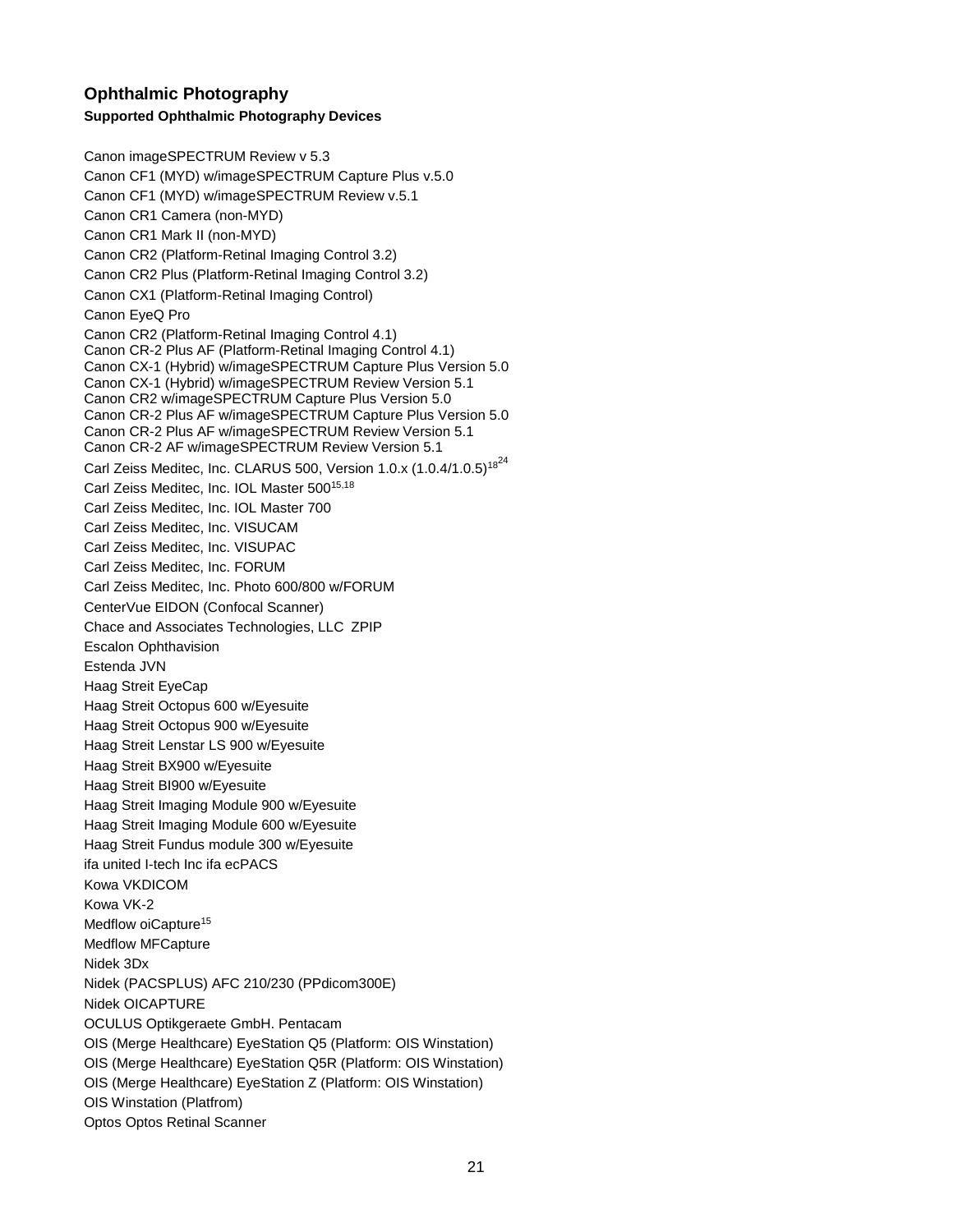## Ophthalmic Photography

### Supported Ophthalmic Photography Devices

Canon imageSPECTRUM Review v 5.3

Canon CF1 (MYD) w/imageSPECTRUM Capture Plus v.5.0

Canon CF1 (MYD) w/imageSPECTRUM Review v.5.1

Canon CR1 Camera (non-MYD)

Canon CR1 Mark II (non-MYD)

Canon CR2 (Platform-Retinal Imaging Control 3.2)

Canon CR2 Plus (Platform-Retinal Imaging Control 3.2)

Canon CX1 (Platform-Retinal Imaging Control)

Canon EyeQ Pro

Canon CR2 (Platform-Retinal Imaging Control 4.1)
Canon CR-2 Plus AF (Platform-Retinal Imaging Control 4.1)
Canon CX-1 (Hybrid) w/imageSPECTRUM Capture Plus Version 5.0
Canon CX-1 (Hybrid) w/imageSPECTRUM Review Version 5.1
Canon CR2 w/imageSPECTRUM Capture Plus Version 5.0
Canon CR-2 Plus AF w/imageSPECTRUM Capture Plus Version 5.0
Canon CR-2 Plus AF w/imageSPECTRUM Review Version 5.1
Canon CR-2 AF w/imageSPECTRUM Review Version 5.1

Carl Zeiss Meditec, Inc. CLARUS 500, Version 1.0.x (1.0.4/1.0.5)[18][24]

Carl Zeiss Meditec, Inc. IOL Master 500[15,18]

Carl Zeiss Meditec, Inc. IOL Master 700

Carl Zeiss Meditec, Inc. VISUCAM

Carl Zeiss Meditec, Inc. VISUPAC

Carl Zeiss Meditec, Inc. FORUM

Carl Zeiss Meditec, Inc. Photo 600/800 w/FORUM

CenterVue EIDON (Confocal Scanner)

Chace and Associates Technologies, LLC ZPIP

Escalon Ophthavision

Estenda JVN

Haag Streit EyeCap

Haag Streit Octopus 600 w/Eyesuite

Haag Streit Octopus 900 w/Eyesuite

Haag Streit Lenstar LS 900 w/Eyesuite

Haag Streit BX900 w/Eyesuite

Haag Streit BI900 w/Eyesuite

Haag Streit Imaging Module 900 w/Eyesuite

Haag Streit Imaging Module 600 w/Eyesuite

Haag Streit Fundus module 300 w/Eyesuite

ifa united I-tech Inc ifa ecPACS

Kowa VKDICOM

Kowa VK-2

Medflow oiCapture[15]

Medflow MFCapture

Nidek 3Dx

Nidek (PACSPLUS) AFC 210/230 (PPdicom300E)

Nidek OICAPTURE

OCULUS Optikgeraete GmbH. Pentacam

OIS (Merge Healthcare) EyeStation Q5 (Platform: OIS Winstation)

OIS (Merge Healthcare) EyeStation Q5R (Platform: OIS Winstation)

OIS (Merge Healthcare) EyeStation Z (Platform: OIS Winstation)

OIS Winstation (Platfrom)

Optos Optos Retinal Scanner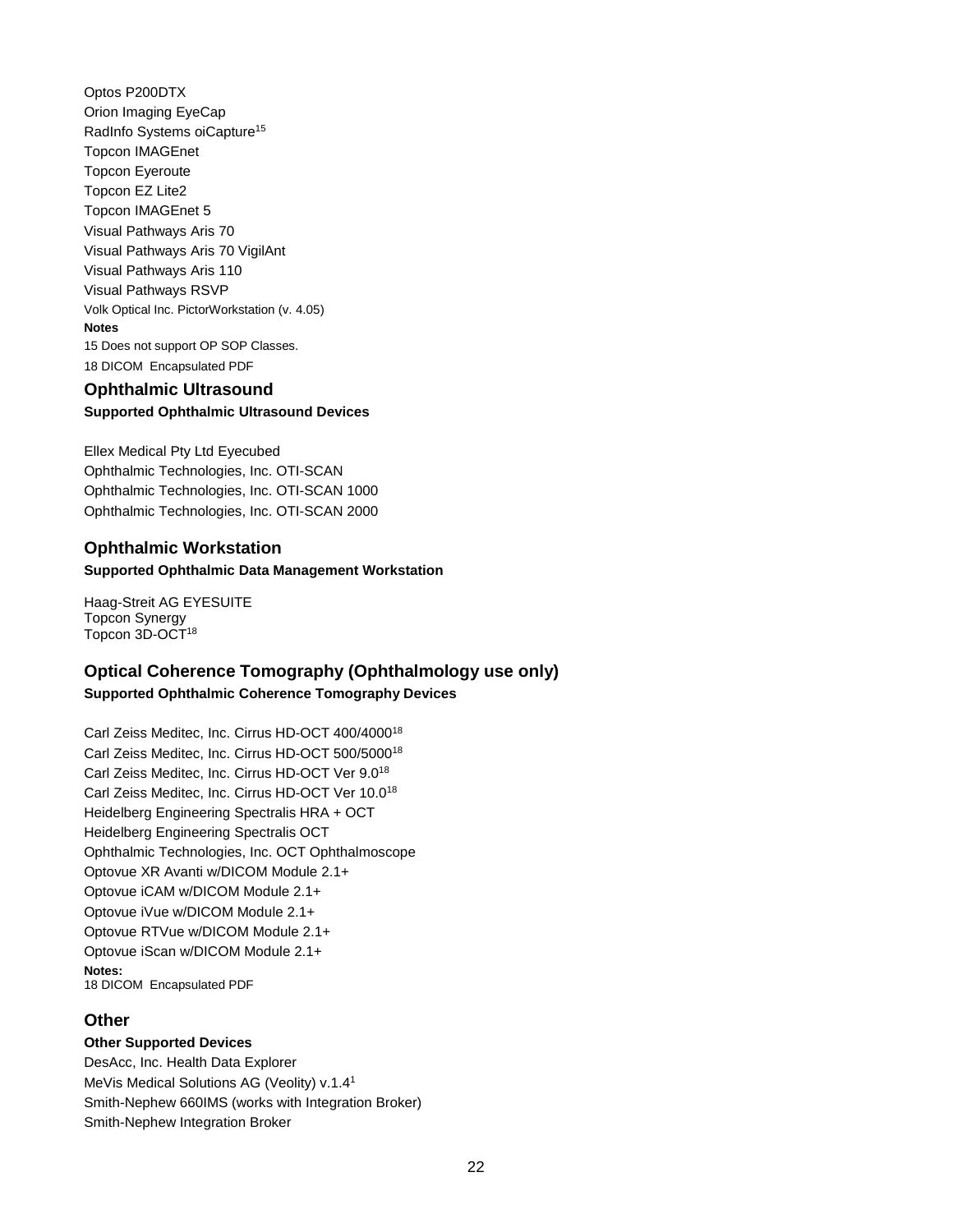Optos P200DTX
Orion Imaging EyeCap
RadInfo Systems oiCapture[15]
Topcon IMAGEnet
Topcon Eyeroute
Topcon EZ Lite2
Topcon IMAGEnet 5
Visual Pathways Aris 70
Visual Pathways Aris 70 VigilAnt
Visual Pathways Aris 110
Visual Pathways RSVP
Volk Optical Inc. PictorWorkstation (v. 4.05)

**Notes**

15 Does not support OP SOP Classes.
18 DICOM Encapsulated PDF

## Ophthalmic Ultrasound

**Supported Ophthalmic Ultrasound Devices**

Ellex Medical Pty Ltd Eyecubed
Ophthalmic Technologies, Inc. OTI-SCAN
Ophthalmic Technologies, Inc. OTI-SCAN 1000
Ophthalmic Technologies, Inc. OTI-SCAN 2000

## Ophthalmic Workstation

**Supported Ophthalmic Data Management Workstation**

Haag-Streit AG EYESUITE
Topcon Synergy
Topcon 3D-OCT[18]

## Optical Coherence Tomography (Ophthalmology use only)

**Supported Ophthalmic Coherence Tomography Devices**

Carl Zeiss Meditec, Inc. Cirrus HD-OCT 400/4000[18]
Carl Zeiss Meditec, Inc. Cirrus HD-OCT 500/5000[18]
Carl Zeiss Meditec, Inc. Cirrus HD-OCT Ver 9.0[18]
Carl Zeiss Meditec, Inc. Cirrus HD-OCT Ver 10.0[18]
Heidelberg Engineering Spectralis HRA + OCT
Heidelberg Engineering Spectralis OCT
Ophthalmic Technologies, Inc. OCT Ophthalmoscope
Optovue XR Avanti w/DICOM Module 2.1+
Optovue iCAM w/DICOM Module 2.1+
Optovue iVue w/DICOM Module 2.1+
Optovue RTVue w/DICOM Module 2.1+
Optovue iScan w/DICOM Module 2.1+

**Notes:**

18 DICOM Encapsulated PDF

## Other

**Other Supported Devices**

DesAcc, Inc. Health Data Explorer
MeVis Medical Solutions AG (Veolity) v.1.4[1]
Smith-Nephew 660IMS (works with Integration Broker)
Smith-Nephew Integration Broker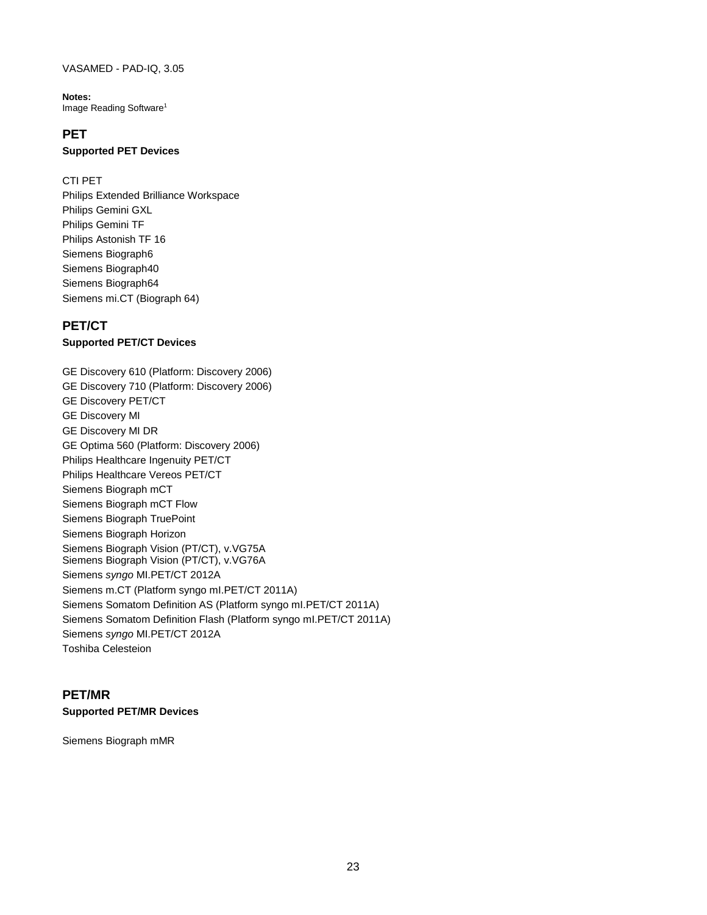VASAMED - PAD-IQ, 3.05

**Notes:**
Image Reading Software[1]

## PET

**Supported PET Devices**

CTI PET
Philips Extended Brilliance Workspace
Philips Gemini GXL
Philips Gemini TF
Philips Astonish TF 16
Siemens Biograph6
Siemens Biograph40
Siemens Biograph64
Siemens mi.CT (Biograph 64)

## PET/CT

**Supported PET/CT Devices**

GE Discovery 610 (Platform: Discovery 2006)
GE Discovery 710 (Platform: Discovery 2006)
GE Discovery PET/CT
GE Discovery MI
GE Discovery MI DR
GE Optima 560 (Platform: Discovery 2006)
Philips Healthcare Ingenuity PET/CT
Philips Healthcare Vereos PET/CT
Siemens Biograph mCT
Siemens Biograph mCT Flow
Siemens Biograph TruePoint
Siemens Biograph Horizon
Siemens Biograph Vision (PT/CT), v.VG75A
Siemens Biograph Vision (PT/CT), v.VG76A
Siemens *syngo* MI.PET/CT 2012A
Siemens m.CT (Platform syngo mI.PET/CT 2011A)
Siemens Somatom Definition AS (Platform syngo mI.PET/CT 2011A)
Siemens Somatom Definition Flash (Platform syngo mI.PET/CT 2011A)
Siemens *syngo* MI.PET/CT 2012A
Toshiba Celesteion

## PET/MR

**Supported PET/MR Devices**

Siemens Biograph mMR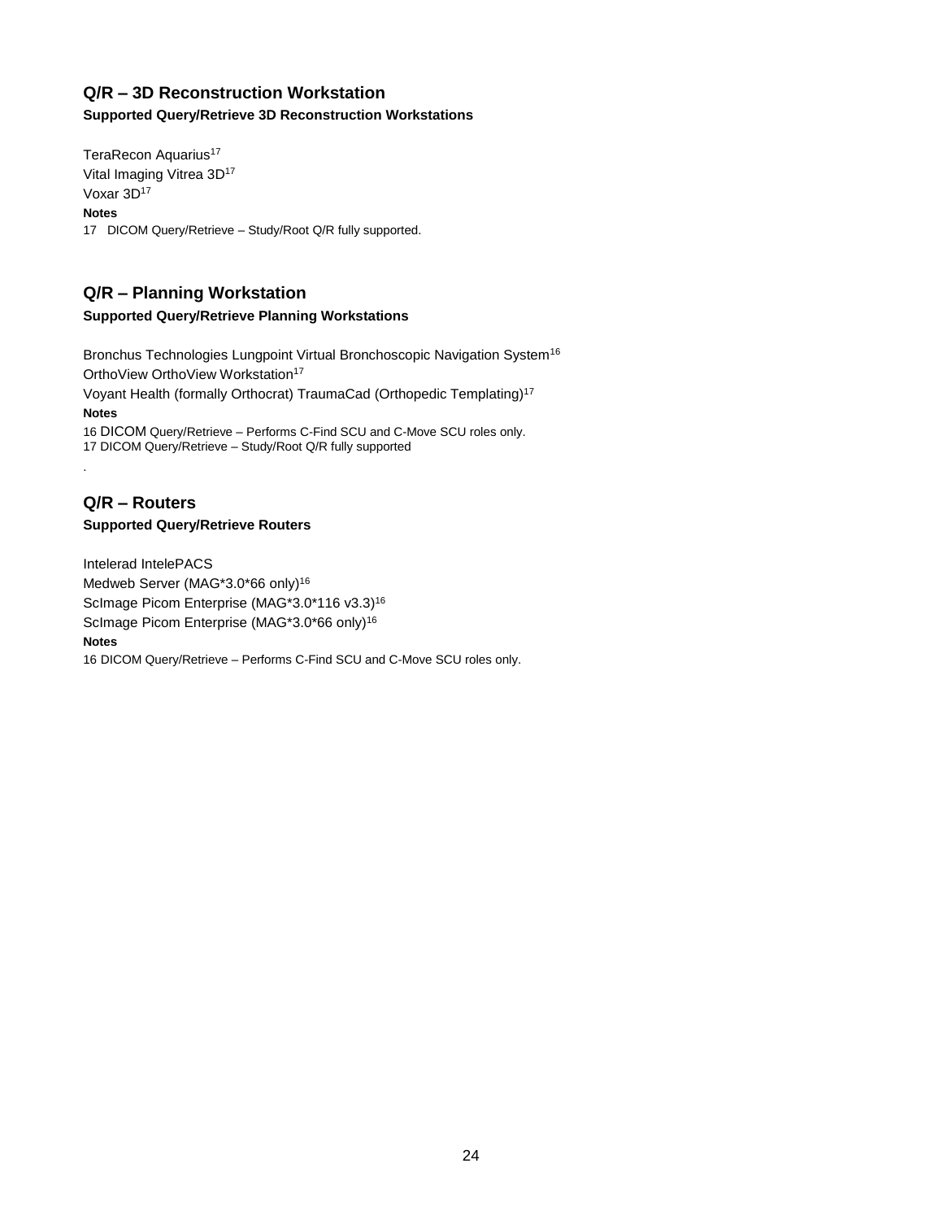## Q/R – 3D Reconstruction Workstation

**Supported Query/Retrieve 3D Reconstruction Workstations**

TeraRecon Aquarius[17]
Vital Imaging Vitrea 3D[17]
Voxar 3D[17]

**Notes**

17 DICOM Query/Retrieve – Study/Root Q/R fully supported.

## Q/R – Planning Workstation

**Supported Query/Retrieve Planning Workstations**

Bronchus Technologies Lungpoint Virtual Bronchoscopic Navigation System[16]
OrthoView OrthoView Workstation[17]
Voyant Health (formally Orthocrat) TraumaCad (Orthopedic Templating)[17]

**Notes**

16 DICOM Query/Retrieve – Performs C-Find SCU and C-Move SCU roles only.
17 DICOM Query/Retrieve – Study/Root Q/R fully supported

.

## Q/R – Routers

**Supported Query/Retrieve Routers**

Intelerad IntelePACS
Medweb Server (MAG*3.0*66 only)[16]
ScImage Picom Enterprise (MAG*3.0*116 v3.3)[16]
ScImage Picom Enterprise (MAG*3.0*66 only)[16]

**Notes**

16 DICOM Query/Retrieve – Performs C-Find SCU and C-Move SCU roles only.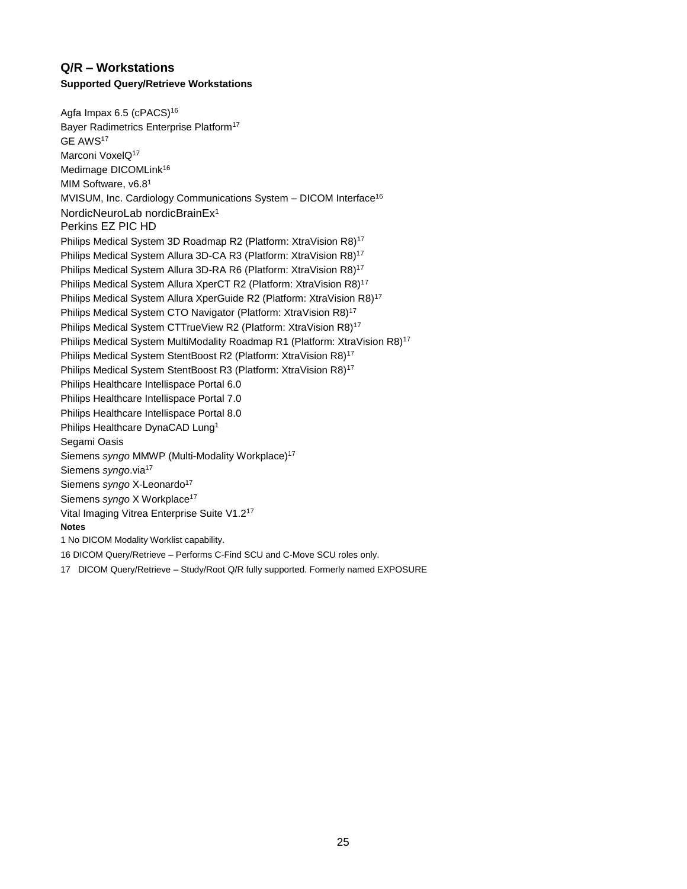## Q/R – Workstations

**Supported Query/Retrieve Workstations**

Agfa Impax 6.5 (cPACS)[16]
Bayer Radimetrics Enterprise Platform[17]
GE AWS[17]
Marconi VoxelQ[17]
Medimage DICOMLink[16]
MIM Software, v6.8[1]
MVISUM, Inc. Cardiology Communications System – DICOM Interface[16]
NordicNeuroLab nordicBrainEx[1]
Perkins EZ PIC HD
Philips Medical System 3D Roadmap R2 (Platform: XtraVision R8)[17]
Philips Medical System Allura 3D-CA R3 (Platform: XtraVision R8)[17]
Philips Medical System Allura 3D-RA R6 (Platform: XtraVision R8)[17]
Philips Medical System Allura XperCT R2 (Platform: XtraVision R8)[17]
Philips Medical System Allura XperGuide R2 (Platform: XtraVision R8)[17]
Philips Medical System CTO Navigator (Platform: XtraVision R8)[17]
Philips Medical System CTTrueView R2 (Platform: XtraVision R8)[17]
Philips Medical System MultiModality Roadmap R1 (Platform: XtraVision R8)[17]
Philips Medical System StentBoost R2 (Platform: XtraVision R8)[17]
Philips Medical System StentBoost R3 (Platform: XtraVision R8)[17]
Philips Healthcare Intellispace Portal 6.0
Philips Healthcare Intellispace Portal 7.0
Philips Healthcare Intellispace Portal 8.0
Philips Healthcare DynaCAD Lung[1]
Segami Oasis
Siemens *syngo* MMWP (Multi-Modality Workplace)[17]
Siemens *syngo*.via[17]
Siemens *syngo* X-Leonardo[17]
Siemens *syngo* X Workplace[17]
Vital Imaging Vitrea Enterprise Suite V1.2[17]

**Notes**

1 No DICOM Modality Worklist capability.

16 DICOM Query/Retrieve – Performs C-Find SCU and C-Move SCU roles only.

17 DICOM Query/Retrieve – Study/Root Q/R fully supported. Formerly named EXPOSURE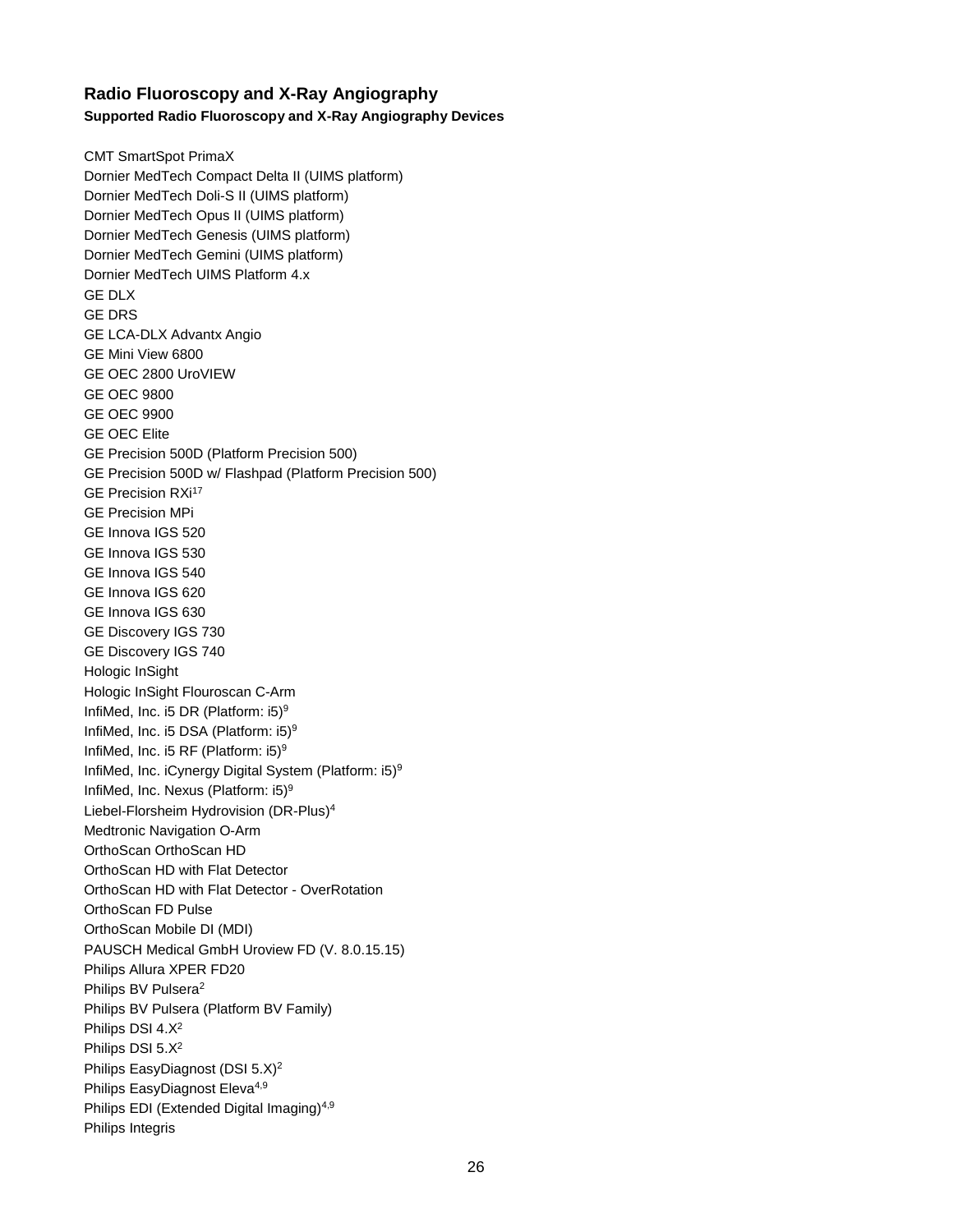## Radio Fluoroscopy and X-Ray Angiography

**Supported Radio Fluoroscopy and X-Ray Angiography Devices**

CMT SmartSpot PrimaX
Dornier MedTech Compact Delta II (UIMS platform)
Dornier MedTech Doli-S II (UIMS platform)
Dornier MedTech Opus II (UIMS platform)
Dornier MedTech Genesis (UIMS platform)
Dornier MedTech Gemini (UIMS platform)
Dornier MedTech UIMS Platform 4.x
GE DLX
GE DRS
GE LCA-DLX Advantx Angio
GE Mini View 6800
GE OEC 2800 UroVIEW
GE OEC 9800
GE OEC 9900
GE OEC Elite
GE Precision 500D (Platform Precision 500)
GE Precision 500D w/ Flashpad (Platform Precision 500)
GE Precision RXi[17]
GE Precision MPi
GE Innova IGS 520
GE Innova IGS 530
GE Innova IGS 540
GE Innova IGS 620
GE Innova IGS 630
GE Discovery IGS 730
GE Discovery IGS 740
Hologic InSight
Hologic InSight Flouroscan C-Arm
InfiMed, Inc. i5 DR (Platform: i5)[9]
InfiMed, Inc. i5 DSA (Platform: i5)[9]
InfiMed, Inc. i5 RF (Platform: i5)[9]
InfiMed, Inc. iCynergy Digital System (Platform: i5)[9]
InfiMed, Inc. Nexus (Platform: i5)[9]
Liebel-Florsheim Hydrovision (DR-Plus)[4]
Medtronic Navigation O-Arm
OrthoScan OrthoScan HD
OrthoScan HD with Flat Detector
OrthoScan HD with Flat Detector - OverRotation
OrthoScan FD Pulse
OrthoScan Mobile DI (MDI)
PAUSCH Medical GmbH Uroview FD (V. 8.0.15.15)
Philips Allura XPER FD20
Philips BV Pulsera[2]
Philips BV Pulsera (Platform BV Family)
Philips DSI 4.X[2]
Philips DSI 5.X[2]
Philips EasyDiagnost (DSI 5.X)[2]
Philips EasyDiagnost Eleva[4,9]
Philips EDI (Extended Digital Imaging)[4,9]
Philips Integris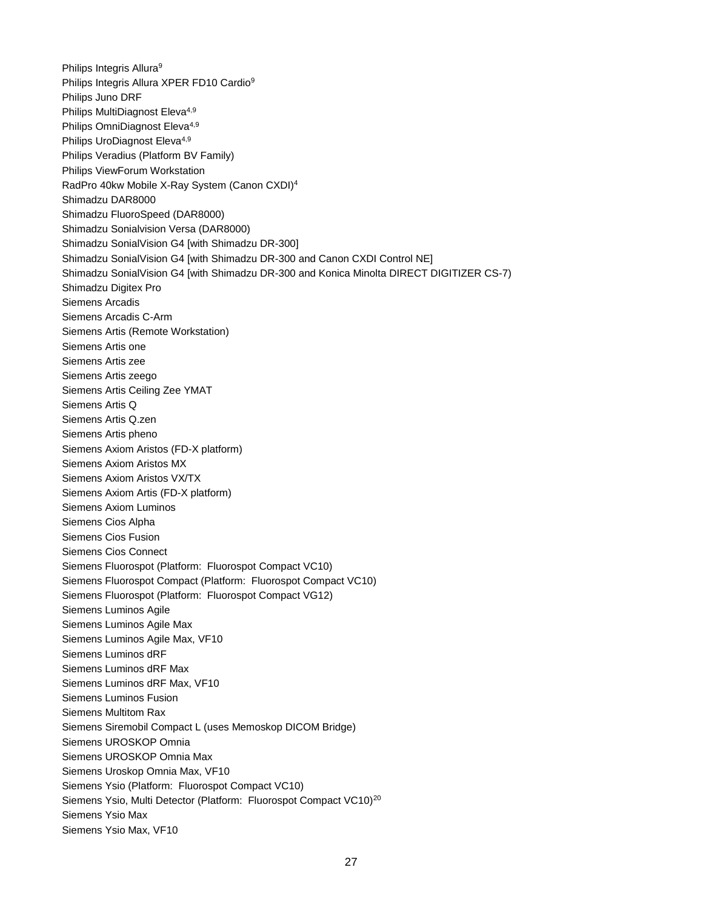Philips Integris Allura[9]
Philips Integris Allura XPER FD10 Cardio[9]
Philips Juno DRF
Philips MultiDiagnost Eleva[4,9]
Philips OmniDiagnost Eleva[4,9]
Philips UroDiagnost Eleva[4,9]
Philips Veradius (Platform BV Family)
Philips ViewForum Workstation
RadPro 40kw Mobile X-Ray System (Canon CXDI)[4]
Shimadzu DAR8000
Shimadzu FluoroSpeed (DAR8000)
Shimadzu Sonialvision Versa (DAR8000)
Shimadzu SonialVision G4 [with Shimadzu DR-300]
Shimadzu SonialVision G4 [with Shimadzu DR-300 and Canon CXDI Control NE]
Shimadzu SonialVision G4 [with Shimadzu DR-300 and Konica Minolta DIRECT DIGITIZER CS-7)
Shimadzu Digitex Pro
Siemens Arcadis
Siemens Arcadis C-Arm
Siemens Artis (Remote Workstation)
Siemens Artis one
Siemens Artis zee
Siemens Artis zeego
Siemens Artis Ceiling Zee YMAT
Siemens Artis Q
Siemens Artis Q.zen
Siemens Artis pheno
Siemens Axiom Aristos (FD-X platform)
Siemens Axiom Aristos MX
Siemens Axiom Aristos VX/TX
Siemens Axiom Artis (FD-X platform)
Siemens Axiom Luminos
Siemens Cios Alpha
Siemens Cios Fusion
Siemens Cios Connect
Siemens Fluorospot (Platform: Fluorospot Compact VC10)
Siemens Fluorospot Compact (Platform: Fluorospot Compact VC10)
Siemens Fluorospot (Platform: Fluorospot Compact VG12)
Siemens Luminos Agile
Siemens Luminos Agile Max
Siemens Luminos Agile Max, VF10
Siemens Luminos dRF
Siemens Luminos dRF Max
Siemens Luminos dRF Max, VF10
Siemens Luminos Fusion
Siemens Multitom Rax
Siemens Siremobil Compact L (uses Memoskop DICOM Bridge)
Siemens UROSKOP Omnia
Siemens UROSKOP Omnia Max
Siemens Uroskop Omnia Max, VF10
Siemens Ysio (Platform: Fluorospot Compact VC10)
Siemens Ysio, Multi Detector (Platform: Fluorospot Compact VC10)[20]
Siemens Ysio Max
Siemens Ysio Max, VF10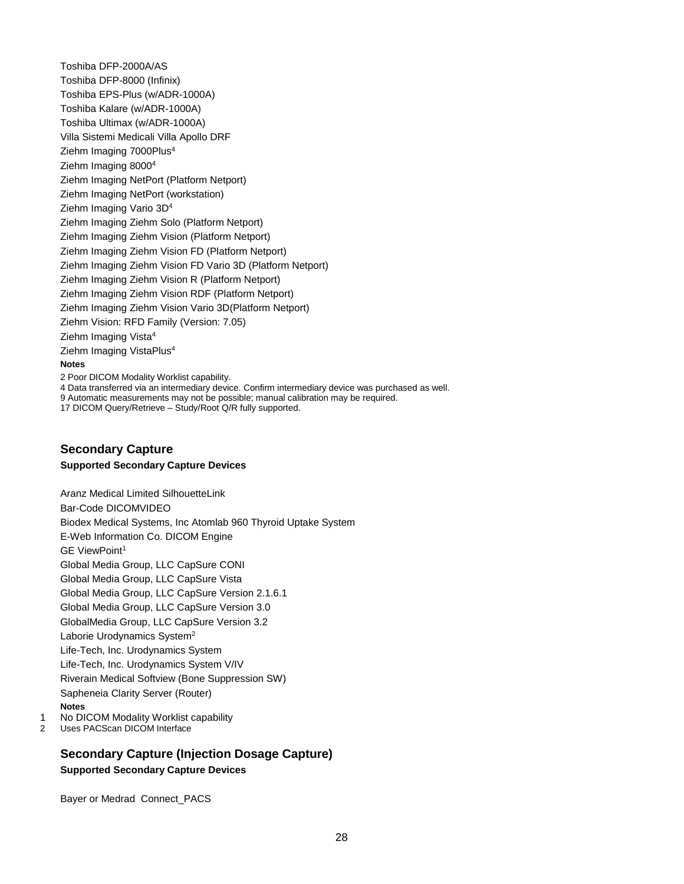Toshiba DFP-2000A/AS

Toshiba DFP-8000 (Infinix)

Toshiba EPS-Plus (w/ADR-1000A)

Toshiba Kalare (w/ADR-1000A)

Toshiba Ultimax (w/ADR-1000A)

Villa Sistemi Medicali Villa Apollo DRF

Ziehm Imaging 7000Plus[4]

Ziehm Imaging 8000[4]

Ziehm Imaging NetPort (Platform Netport)

Ziehm Imaging NetPort (workstation)

Ziehm Imaging Vario 3D[4]

Ziehm Imaging Ziehm Solo (Platform Netport)

Ziehm Imaging Ziehm Vision (Platform Netport)

Ziehm Imaging Ziehm Vision FD (Platform Netport)

Ziehm Imaging Ziehm Vision FD Vario 3D (Platform Netport)

Ziehm Imaging Ziehm Vision R (Platform Netport)

Ziehm Imaging Ziehm Vision RDF (Platform Netport)

Ziehm Imaging Ziehm Vision Vario 3D(Platform Netport)

Ziehm Vision: RFD Family (Version: 7.05)

Ziehm Imaging Vista[4]

Ziehm Imaging VistaPlus[4]

**Notes**

2 Poor DICOM Modality Worklist capability.
4 Data transferred via an intermediary device. Confirm intermediary device was purchased as well.
9 Automatic measurements may not be possible; manual calibration may be required.
17 DICOM Query/Retrieve – Study/Root Q/R fully supported.

## Secondary Capture

**Supported Secondary Capture Devices**

Aranz Medical Limited SilhouetteLink

Bar-Code DICOMVIDEO

Biodex Medical Systems, Inc Atomlab 960 Thyroid Uptake System

E-Web Information Co. DICOM Engine

GE ViewPoint[1]

Global Media Group, LLC CapSure CONI

Global Media Group, LLC CapSure Vista

Global Media Group, LLC CapSure Version 2.1.6.1

Global Media Group, LLC CapSure Version 3.0

GlobalMedia Group, LLC CapSure Version 3.2

Laborie Urodynamics System[2]

Life-Tech, Inc. Urodynamics System

Life-Tech, Inc. Urodynamics System V/IV

Riverain Medical Softview (Bone Suppression SW)

Sapheneia Clarity Server (Router)

**Notes**

1 No DICOM Modality Worklist capability
2 Uses PACScan DICOM Interface

## Secondary Capture (Injection Dosage Capture)

**Supported Secondary Capture Devices**

Bayer or Medrad Connect_PACS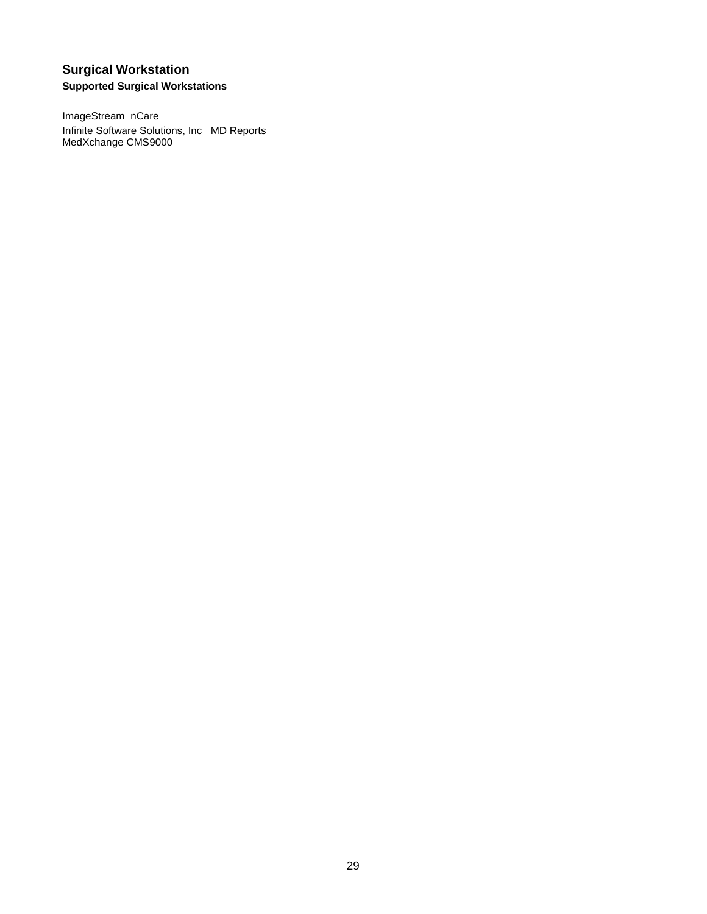## Surgical Workstation

### Supported Surgical Workstations

ImageStream nCare
Infinite Software Solutions, Inc MD Reports
MedXchange CMS9000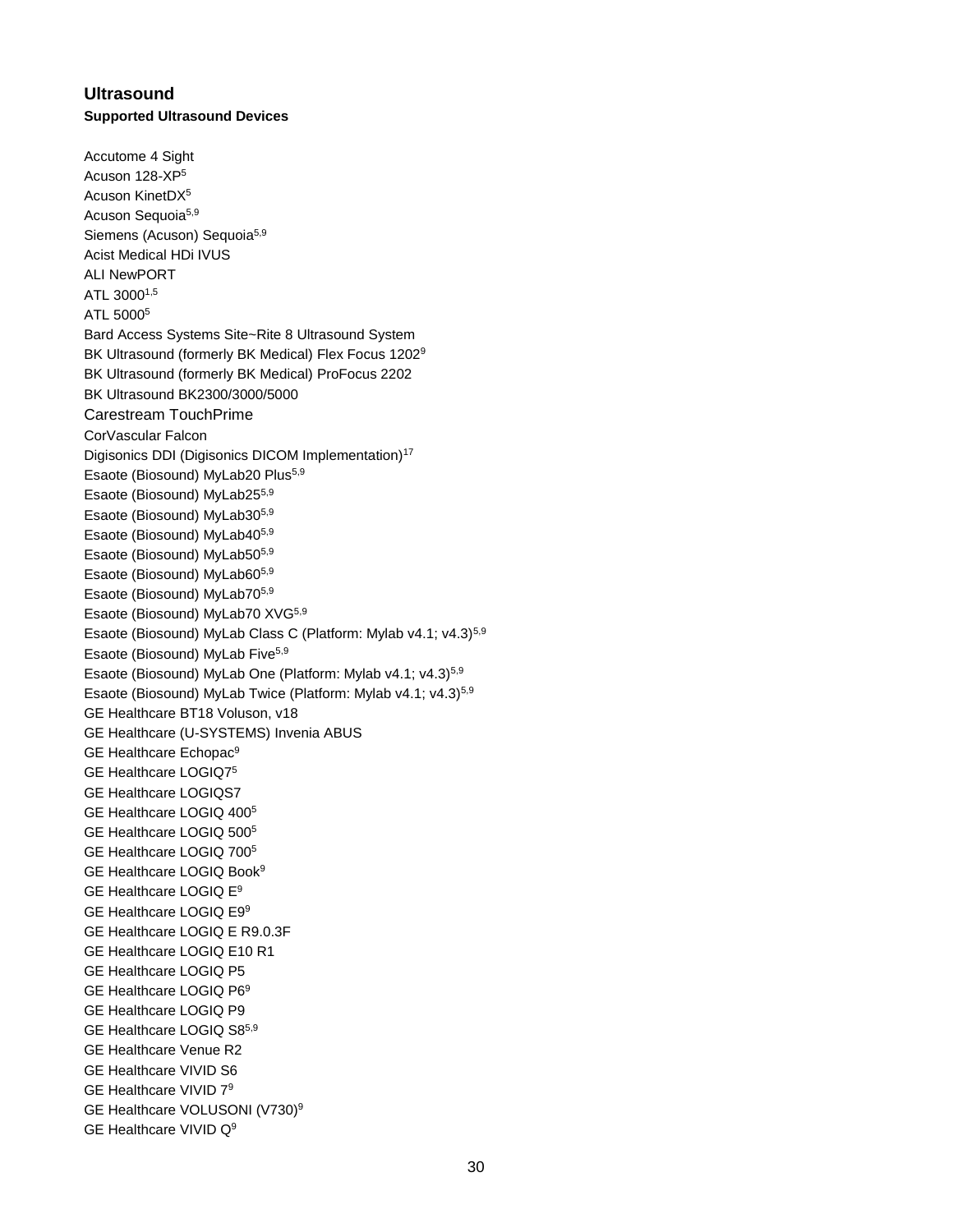## Ultrasound

### Supported Ultrasound Devices

Accutome 4 Sight
Acuson 128-XP[5]
Acuson KinetDX[5]
Acuson Sequoia[5,9]
Siemens (Acuson) Sequoia[5,9]
Acist Medical HDi IVUS
ALI NewPORT
ATL 3000[1,5]
ATL 5000[5]
Bard Access Systems Site~Rite 8 Ultrasound System
BK Ultrasound (formerly BK Medical) Flex Focus 1202[9]
BK Ultrasound (formerly BK Medical) ProFocus 2202
BK Ultrasound BK2300/3000/5000
Carestream TouchPrime
CorVascular Falcon
Digisonics DDI (Digisonics DICOM Implementation)[17]
Esaote (Biosound) MyLab20 Plus[5,9]
Esaote (Biosound) MyLab25[5,9]
Esaote (Biosound) MyLab30[5,9]
Esaote (Biosound) MyLab40[5,9]
Esaote (Biosound) MyLab50[5,9]
Esaote (Biosound) MyLab60[5,9]
Esaote (Biosound) MyLab70[5,9]
Esaote (Biosound) MyLab70 XVG[5,9]
Esaote (Biosound) MyLab Class C (Platform: Mylab v4.1; v4.3)[5,9]
Esaote (Biosound) MyLab Five[5,9]
Esaote (Biosound) MyLab One (Platform: Mylab v4.1; v4.3)[5,9]
Esaote (Biosound) MyLab Twice (Platform: Mylab v4.1; v4.3)[5,9]
GE Healthcare BT18 Voluson, v18
GE Healthcare (U-SYSTEMS) Invenia ABUS
GE Healthcare Echopac[9]
GE Healthcare LOGIQ7[5]
GE Healthcare LOGIQS7
GE Healthcare LOGIQ 400[5]
GE Healthcare LOGIQ 500[5]
GE Healthcare LOGIQ 700[5]
GE Healthcare LOGIQ Book[9]
GE Healthcare LOGIQ E[9]
GE Healthcare LOGIQ E9[9]
GE Healthcare LOGIQ E R9.0.3F
GE Healthcare LOGIQ E10 R1
GE Healthcare LOGIQ P5
GE Healthcare LOGIQ P6[9]
GE Healthcare LOGIQ P9
GE Healthcare LOGIQ S8[5,9]
GE Healthcare Venue R2
GE Healthcare VIVID S6
GE Healthcare VIVID 7[9]
GE Healthcare VOLUSONI (V730)[9]
GE Healthcare VIVID Q[9]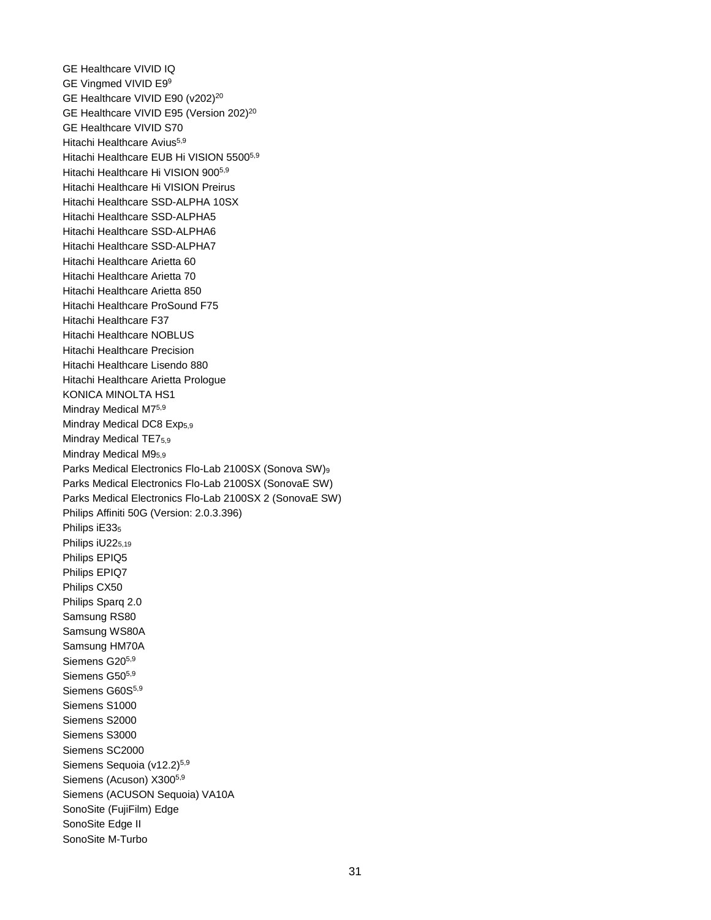GE Healthcare VIVID IQ
GE Vingmed VIVID E9[9]
GE Healthcare VIVID E90 (v202)[20]
GE Healthcare VIVID E95 (Version 202)[20]
GE Healthcare VIVID S70
Hitachi Healthcare Avius[5,9]
Hitachi Healthcare EUB Hi VISION 5500[5,9]
Hitachi Healthcare Hi VISION 900[5,9]
Hitachi Healthcare Hi VISION Preirus
Hitachi Healthcare SSD-ALPHA 10SX
Hitachi Healthcare SSD-ALPHA5
Hitachi Healthcare SSD-ALPHA6
Hitachi Healthcare SSD-ALPHA7
Hitachi Healthcare Arietta 60
Hitachi Healthcare Arietta 70
Hitachi Healthcare Arietta 850
Hitachi Healthcare ProSound F75
Hitachi Healthcare F37
Hitachi Healthcare NOBLUS
Hitachi Healthcare Precision
Hitachi Healthcare Lisendo 880
Hitachi Healthcare Arietta Prologue
KONICA MINOLTA HS1
Mindray Medical M7[5,9]
Mindray Medical DC8 Exp[5,9]
Mindray Medical TE7[5,9]
Mindray Medical M9[5,9]
Parks Medical Electronics Flo-Lab 2100SX (Sonova SW)[9]
Parks Medical Electronics Flo-Lab 2100SX (SonovaE SW)
Parks Medical Electronics Flo-Lab 2100SX 2 (SonovaE SW)
Philips Affiniti 50G (Version: 2.0.3.396)
Philips iE33[5]
Philips iU22[5,19]
Philips EPIQ5
Philips EPIQ7
Philips CX50
Philips Sparq 2.0
Samsung RS80
Samsung WS80A
Samsung HM70A
Siemens G20[5,9]
Siemens G50[5,9]
Siemens G60S[5,9]
Siemens S1000
Siemens S2000
Siemens S3000
Siemens SC2000
Siemens Sequoia (v12.2)[5,9]
Siemens (Acuson) X300[5,9]
Siemens (ACUSON Sequoia) VA10A
SonoSite (FujiFilm) Edge
SonoSite Edge II
SonoSite M-Turbo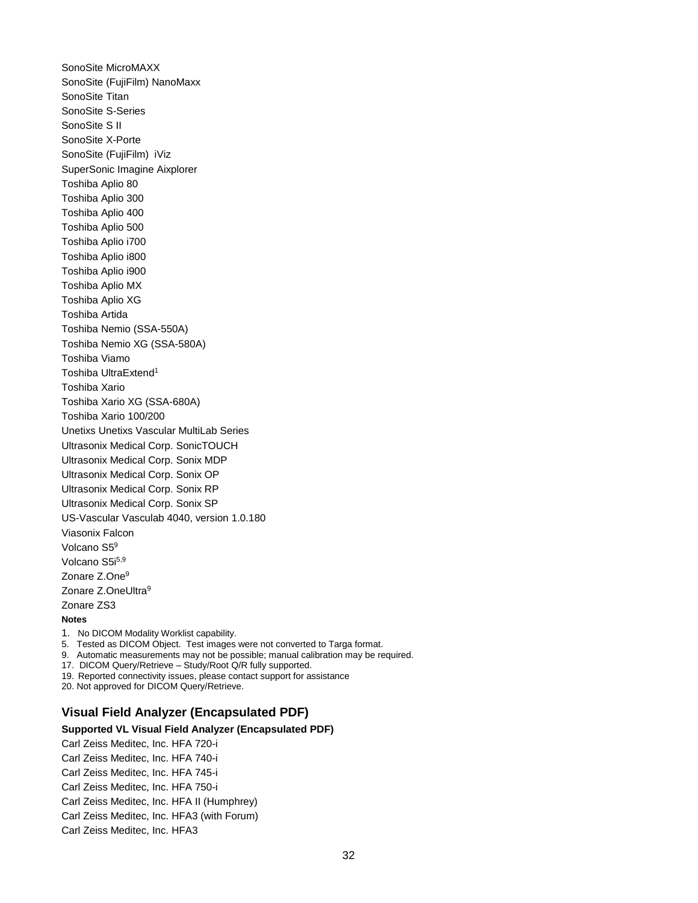SonoSite MicroMAXX

SonoSite (FujiFilm) NanoMaxx

SonoSite Titan

SonoSite S-Series

SonoSite S II

SonoSite X-Porte

SonoSite (FujiFilm) iViz

SuperSonic Imagine Aixplorer

Toshiba Aplio 80

Toshiba Aplio 300

Toshiba Aplio 400

Toshiba Aplio 500

Toshiba Aplio i700

Toshiba Aplio i800

Toshiba Aplio i900

Toshiba Aplio MX

Toshiba Aplio XG

Toshiba Artida

Toshiba Nemio (SSA-550A)

Toshiba Nemio XG (SSA-580A)

Toshiba Viamo

Toshiba UltraExtend[1]

Toshiba Xario

Toshiba Xario XG (SSA-680A)

Toshiba Xario 100/200

Unetixs Unetixs Vascular MultiLab Series

Ultrasonix Medical Corp. SonicTOUCH

Ultrasonix Medical Corp. Sonix MDP

Ultrasonix Medical Corp. Sonix OP

Ultrasonix Medical Corp. Sonix RP

Ultrasonix Medical Corp. Sonix SP

US-Vascular Vasculab 4040, version 1.0.180

Viasonix Falcon

Volcano S5[9]

Volcano S5i[5,9]

Zonare Z.One[9]

Zonare Z.OneUltra[9]

Zonare ZS3

**Notes**

1. No DICOM Modality Worklist capability.
5. Tested as DICOM Object. Test images were not converted to Targa format.
9. Automatic measurements may not be possible; manual calibration may be required.
17. DICOM Query/Retrieve – Study/Root Q/R fully supported.
19. Reported connectivity issues, please contact support for assistance
20. Not approved for DICOM Query/Retrieve.

## Visual Field Analyzer (Encapsulated PDF)

**Supported VL Visual Field Analyzer (Encapsulated PDF)**

Carl Zeiss Meditec, Inc. HFA 720-i

Carl Zeiss Meditec, Inc. HFA 740-i

Carl Zeiss Meditec, Inc. HFA 745-i

Carl Zeiss Meditec, Inc. HFA 750-i

Carl Zeiss Meditec, Inc. HFA II (Humphrey)

Carl Zeiss Meditec, Inc. HFA3 (with Forum)

Carl Zeiss Meditec, Inc. HFA3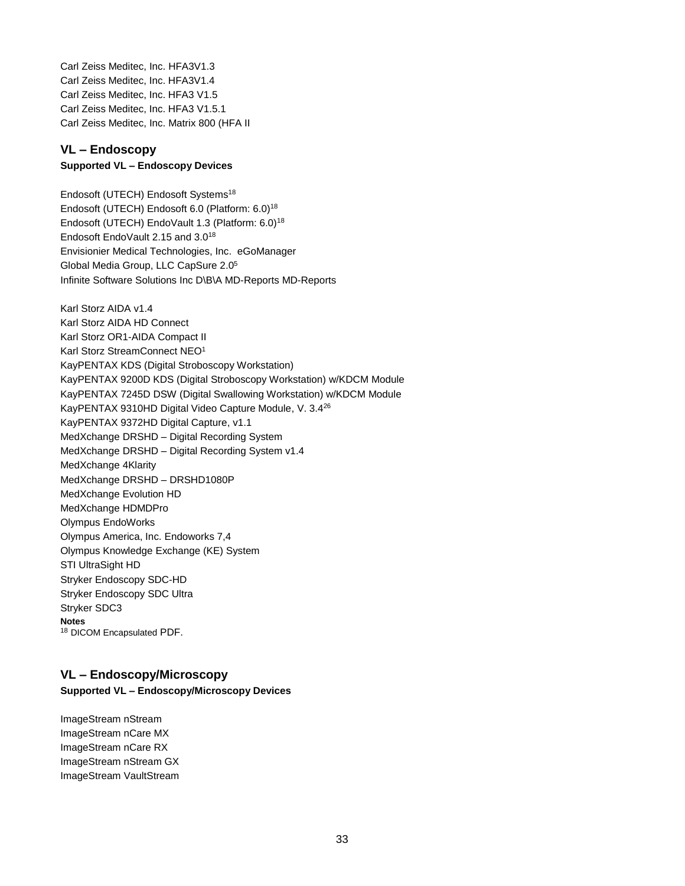Carl Zeiss Meditec, Inc. HFA3V1.3
Carl Zeiss Meditec, Inc. HFA3V1.4
Carl Zeiss Meditec, Inc. HFA3 V1.5
Carl Zeiss Meditec, Inc. HFA3 V1.5.1
Carl Zeiss Meditec, Inc. Matrix 800 (HFA II

## VL – Endoscopy

**Supported VL – Endoscopy Devices**

Endosoft (UTECH) Endosoft Systems[18]
Endosoft (UTECH) Endosoft 6.0 (Platform: 6.0)[18]
Endosoft (UTECH) EndoVault 1.3 (Platform: 6.0)[18]
Endosoft EndoVault 2.15 and 3.0[18]
Envisionier Medical Technologies, Inc. eGoManager
Global Media Group, LLC CapSure 2.0[5]
Infinite Software Solutions Inc D\B\A MD-Reports MD-Reports

Karl Storz AIDA v1.4
Karl Storz AIDA HD Connect
Karl Storz OR1-AIDA Compact II
Karl Storz StreamConnect NEO[1]
KayPENTAX KDS (Digital Stroboscopy Workstation)
KayPENTAX 9200D KDS (Digital Stroboscopy Workstation) w/KDCM Module
KayPENTAX 7245D DSW (Digital Swallowing Workstation) w/KDCM Module
KayPENTAX 9310HD Digital Video Capture Module, V. 3.4[26]
KayPENTAX 9372HD Digital Capture, v1.1
MedXchange DRSHD – Digital Recording System
MedXchange DRSHD – Digital Recording System v1.4
MedXchange 4Klarity
MedXchange DRSHD – DRSHD1080P
MedXchange Evolution HD
MedXchange HDMDPro
Olympus EndoWorks
Olympus America, Inc. Endoworks 7,4
Olympus Knowledge Exchange (KE) System
STI UltraSight HD
Stryker Endoscopy SDC-HD
Stryker Endoscopy SDC Ultra
Stryker SDC3

**Notes**

[18] DICOM Encapsulated PDF.

## VL – Endoscopy/Microscopy

**Supported VL – Endoscopy/Microscopy Devices**

ImageStream nStream
ImageStream nCare MX
ImageStream nCare RX
ImageStream nStream GX
ImageStream VaultStream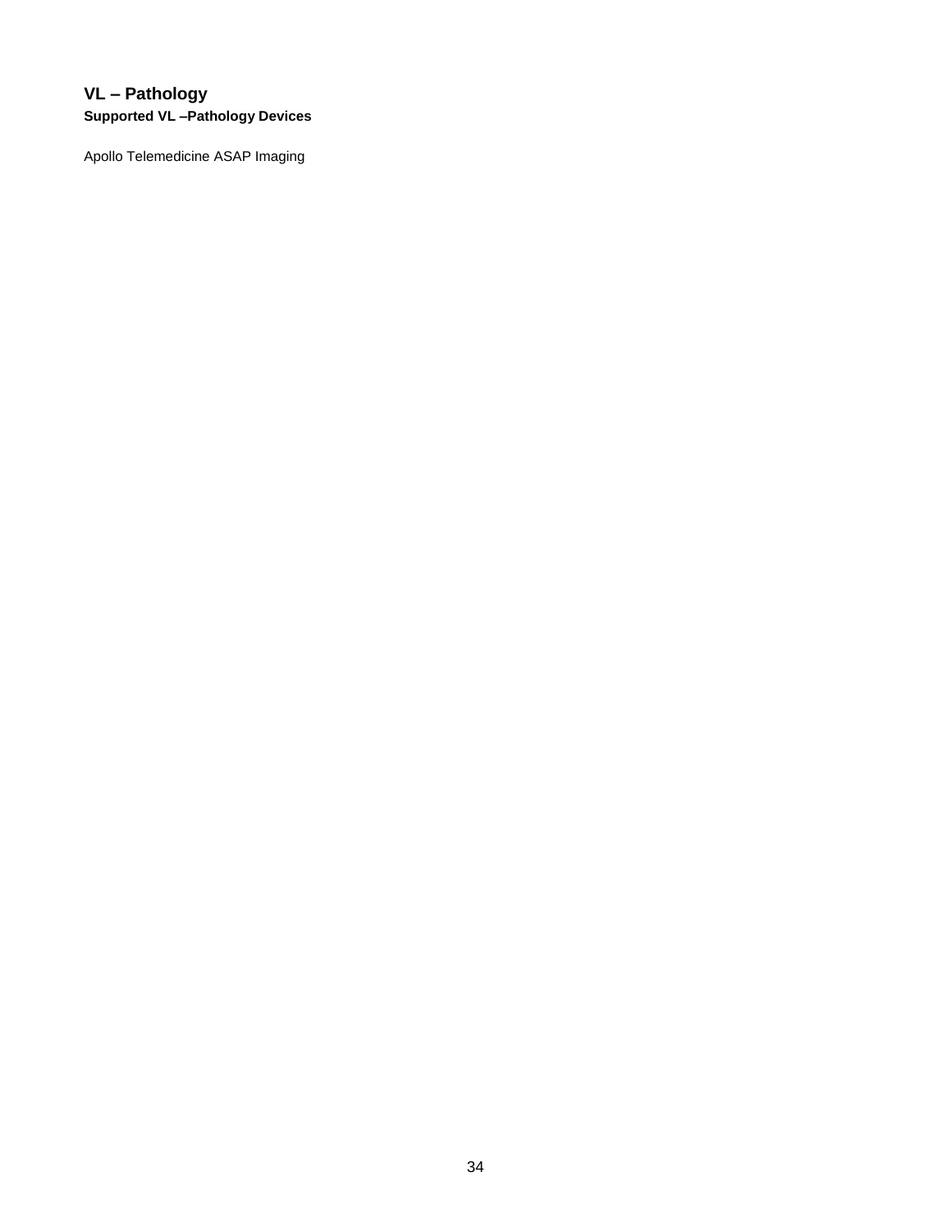## VL – Pathology

### Supported VL –Pathology Devices

Apollo Telemedicine ASAP Imaging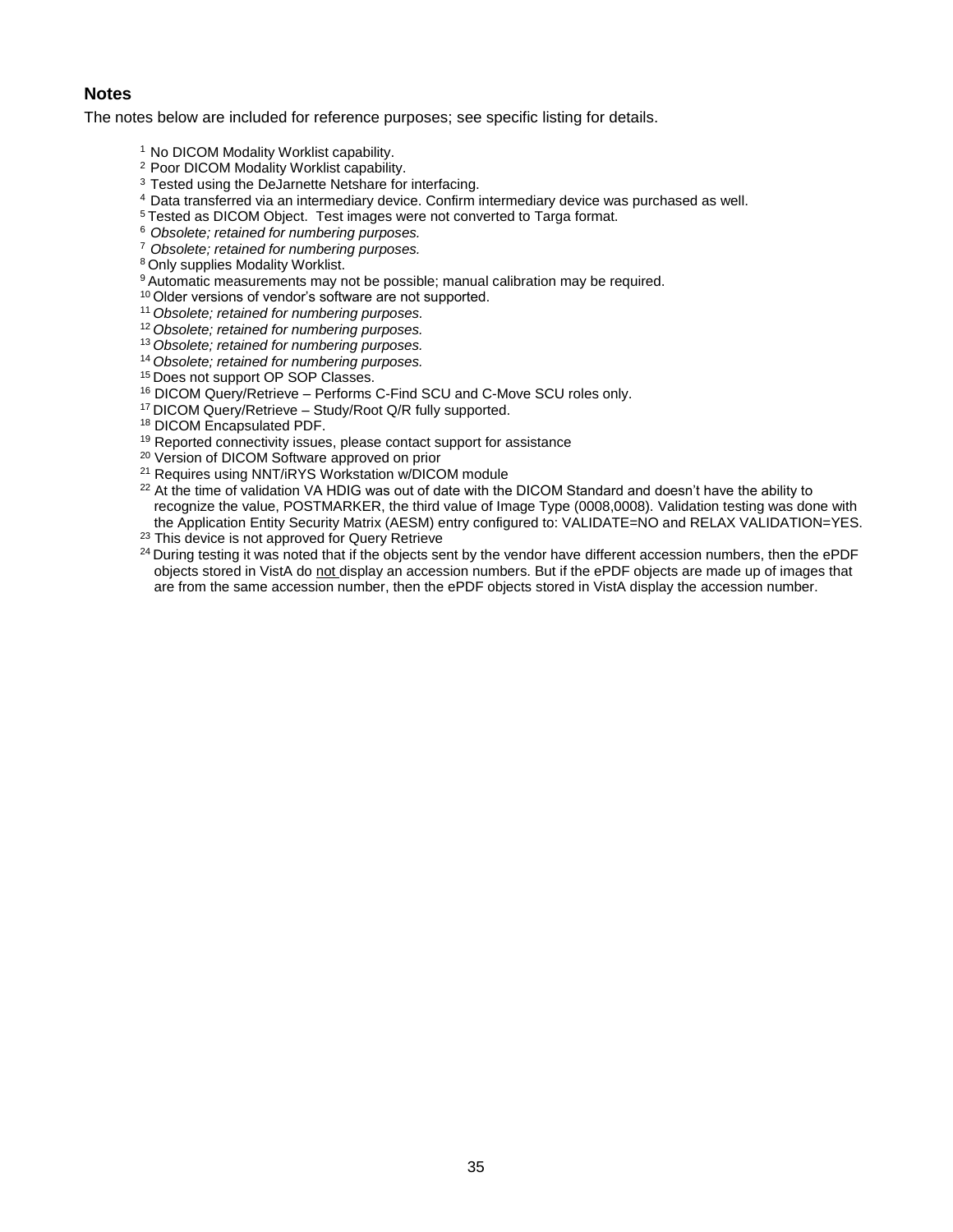## Notes

The notes below are included for reference purposes; see specific listing for details.

[1] No DICOM Modality Worklist capability.
[2] Poor DICOM Modality Worklist capability.
[3] Tested using the DeJarnette Netshare for interfacing.
[4] Data transferred via an intermediary device. Confirm intermediary device was purchased as well.
[5] Tested as DICOM Object. Test images were not converted to Targa format.
[6] *Obsolete; retained for numbering purposes.*
[7] *Obsolete; retained for numbering purposes.*
[8] Only supplies Modality Worklist.
[9] Automatic measurements may not be possible; manual calibration may be required.
[10] Older versions of vendor's software are not supported.
[11] *Obsolete; retained for numbering purposes.*
[12] *Obsolete; retained for numbering purposes.*
[13] *Obsolete; retained for numbering purposes.*
[14] *Obsolete; retained for numbering purposes.*
[15] Does not support OP SOP Classes.
[16] DICOM Query/Retrieve – Performs C-Find SCU and C-Move SCU roles only.
[17] DICOM Query/Retrieve – Study/Root Q/R fully supported.
[18] DICOM Encapsulated PDF.
[19] Reported connectivity issues, please contact support for assistance
[20] Version of DICOM Software approved on prior
[21] Requires using NNT/iRYS Workstation w/DICOM module
[22] At the time of validation VA HDIG was out of date with the DICOM Standard and doesn't have the ability to recognize the value, POSTMARKER, the third value of Image Type (0008,0008). Validation testing was done with the Application Entity Security Matrix (AESM) entry configured to: VALIDATE=NO and RELAX VALIDATION=YES.
[23] This device is not approved for Query Retrieve
[24] During testing it was noted that if the objects sent by the vendor have different accession numbers, then the ePDF objects stored in VistA do not display an accession numbers. But if the ePDF objects are made up of images that are from the same accession number, then the ePDF objects stored in VistA display the accession number.